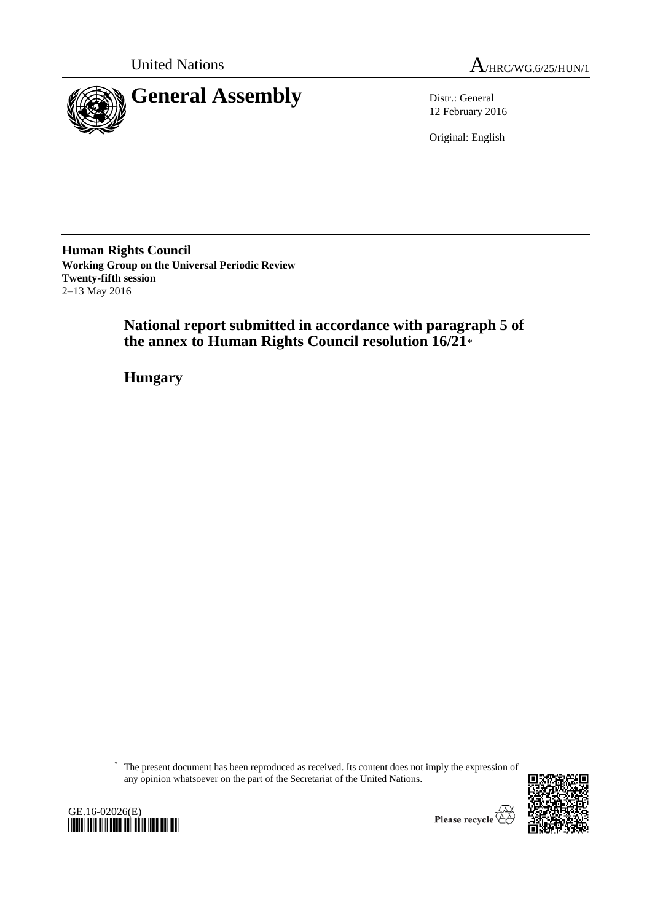United Nations

A/HRC/WG.6/25/HUN/1

# General Assembly

Distr.: General
12 February 2016

Original: English

**Human Rights Council**
**Working Group on the Universal Periodic Review**
**Twenty-fifth session**
2–13 May 2016

## National report submitted in accordance with paragraph 5 of the annex to Human Rights Council resolution 16/21*

## Hungary

---

* The present document has been reproduced as received. Its content does not imply the expression of any opinion whatsoever on the part of the Secretariat of the United Nations.

GE.16-02026(E)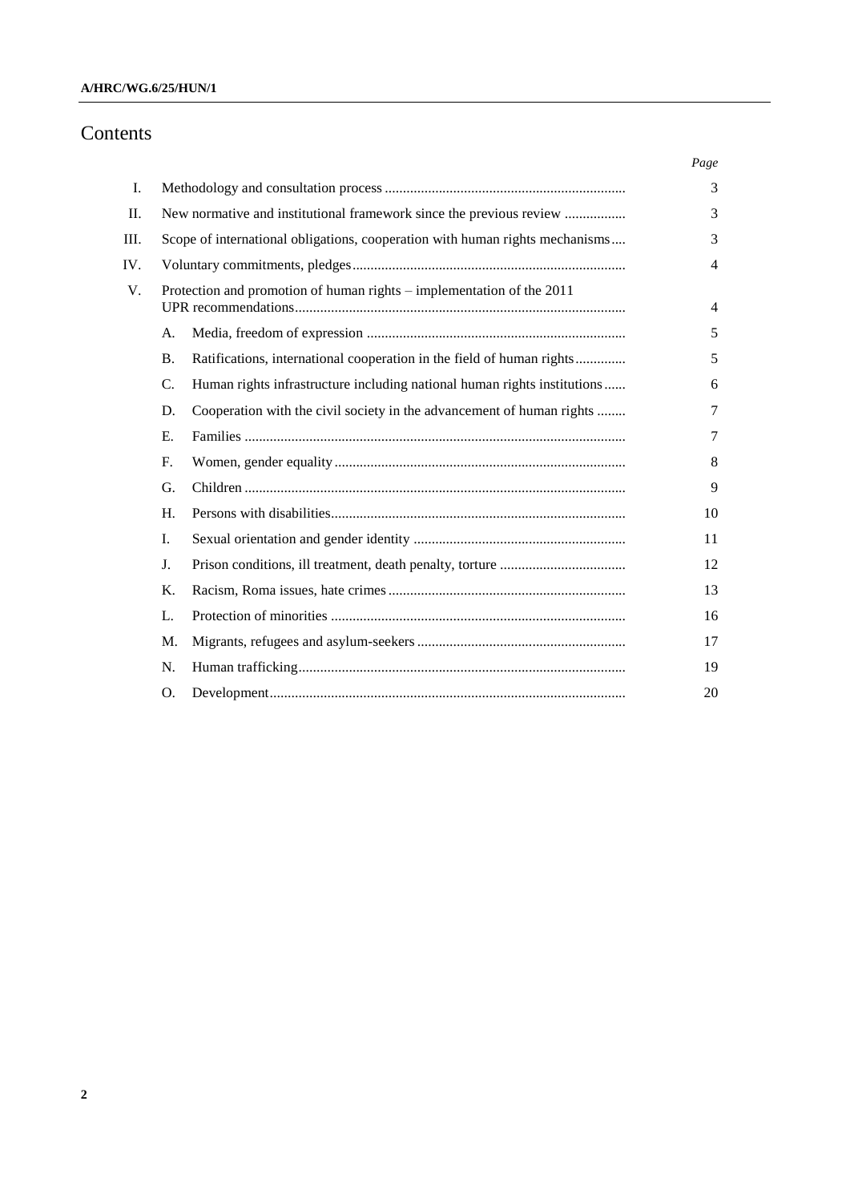# Contents

| | | | Page |
|---|---|---|---|
| I. | Methodology and consultation process | | 3 |
| II. | New normative and institutional framework since the previous review | | 3 |
| III. | Scope of international obligations, cooperation with human rights mechanisms | | 3 |
| IV. | Voluntary commitments, pledges | | 4 |
| V. | Protection and promotion of human rights – implementation of the 2011 UPR recommendations | | 4 |
| | A. | Media, freedom of expression | 5 |
| | B. | Ratifications, international cooperation in the field of human rights | 5 |
| | C. | Human rights infrastructure including national human rights institutions | 6 |
| | D. | Cooperation with the civil society in the advancement of human rights | 7 |
| | E. | Families | 7 |
| | F. | Women, gender equality | 8 |
| | G. | Children | 9 |
| | H. | Persons with disabilities | 10 |
| | I. | Sexual orientation and gender identity | 11 |
| | J. | Prison conditions, ill treatment, death penalty, torture | 12 |
| | K. | Racism, Roma issues, hate crimes | 13 |
| | L. | Protection of minorities | 16 |
| | M. | Migrants, refugees and asylum-seekers | 17 |
| | N. | Human trafficking | 19 |
| | O. | Development | 20 |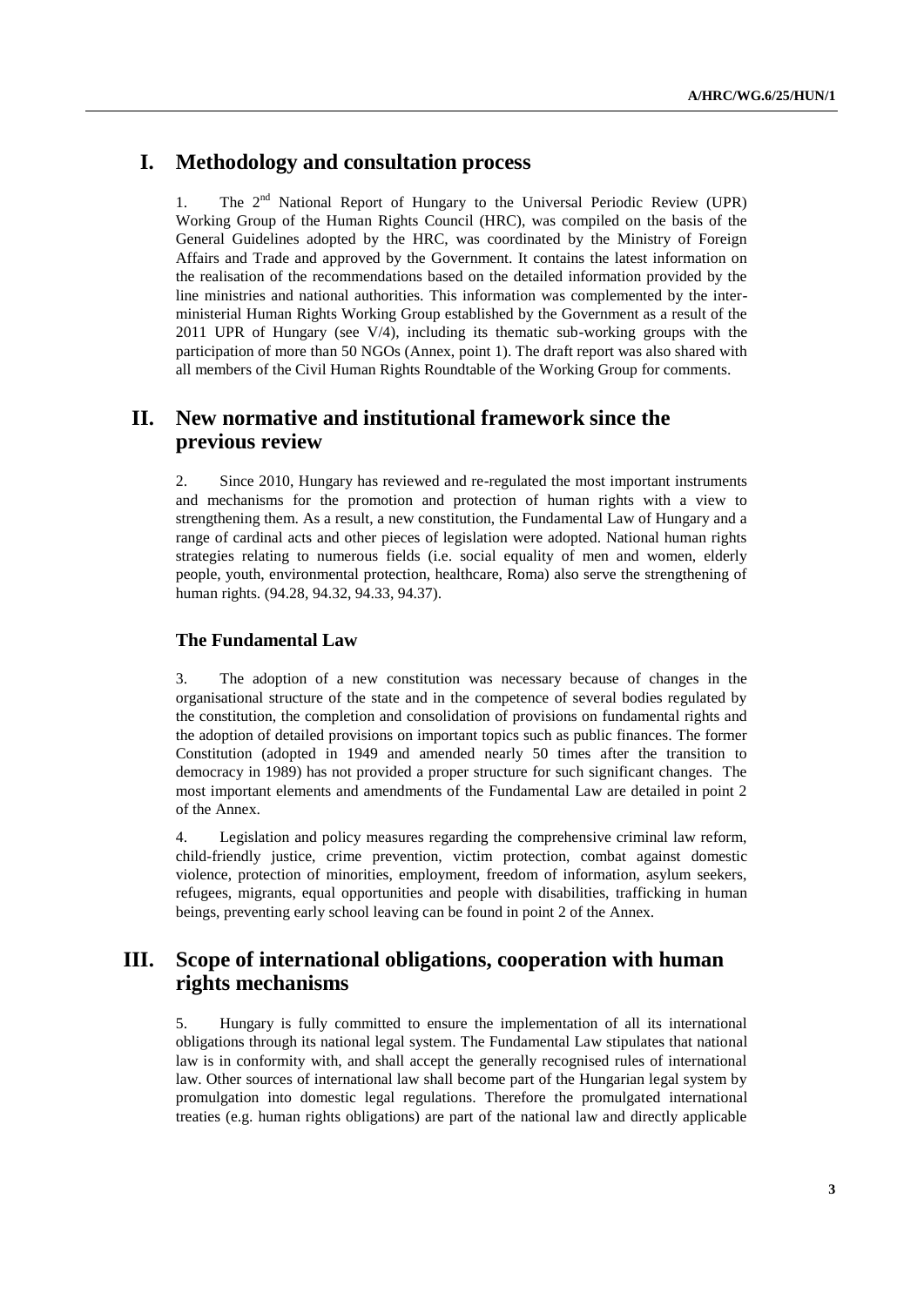## I. Methodology and consultation process

1. The 2[nd] National Report of Hungary to the Universal Periodic Review (UPR) Working Group of the Human Rights Council (HRC), was compiled on the basis of the General Guidelines adopted by the HRC, was coordinated by the Ministry of Foreign Affairs and Trade and approved by the Government. It contains the latest information on the realisation of the recommendations based on the detailed information provided by the line ministries and national authorities. This information was complemented by the inter-ministerial Human Rights Working Group established by the Government as a result of the 2011 UPR of Hungary (see V/4), including its thematic sub-working groups with the participation of more than 50 NGOs (Annex, point 1). The draft report was also shared with all members of the Civil Human Rights Roundtable of the Working Group for comments.

## II. New normative and institutional framework since the previous review

2. Since 2010, Hungary has reviewed and re-regulated the most important instruments and mechanisms for the promotion and protection of human rights with a view to strengthening them. As a result, a new constitution, the Fundamental Law of Hungary and a range of cardinal acts and other pieces of legislation were adopted. National human rights strategies relating to numerous fields (i.e. social equality of men and women, elderly people, youth, environmental protection, healthcare, Roma) also serve the strengthening of human rights. (94.28, 94.32, 94.33, 94.37).

### The Fundamental Law

3. The adoption of a new constitution was necessary because of changes in the organisational structure of the state and in the competence of several bodies regulated by the constitution, the completion and consolidation of provisions on fundamental rights and the adoption of detailed provisions on important topics such as public finances. The former Constitution (adopted in 1949 and amended nearly 50 times after the transition to democracy in 1989) has not provided a proper structure for such significant changes. The most important elements and amendments of the Fundamental Law are detailed in point 2 of the Annex.

4. Legislation and policy measures regarding the comprehensive criminal law reform, child-friendly justice, crime prevention, victim protection, combat against domestic violence, protection of minorities, employment, freedom of information, asylum seekers, refugees, migrants, equal opportunities and people with disabilities, trafficking in human beings, preventing early school leaving can be found in point 2 of the Annex.

## III. Scope of international obligations, cooperation with human rights mechanisms

5. Hungary is fully committed to ensure the implementation of all its international obligations through its national legal system. The Fundamental Law stipulates that national law is in conformity with, and shall accept the generally recognised rules of international law. Other sources of international law shall become part of the Hungarian legal system by promulgation into domestic legal regulations. Therefore the promulgated international treaties (e.g. human rights obligations) are part of the national law and directly applicable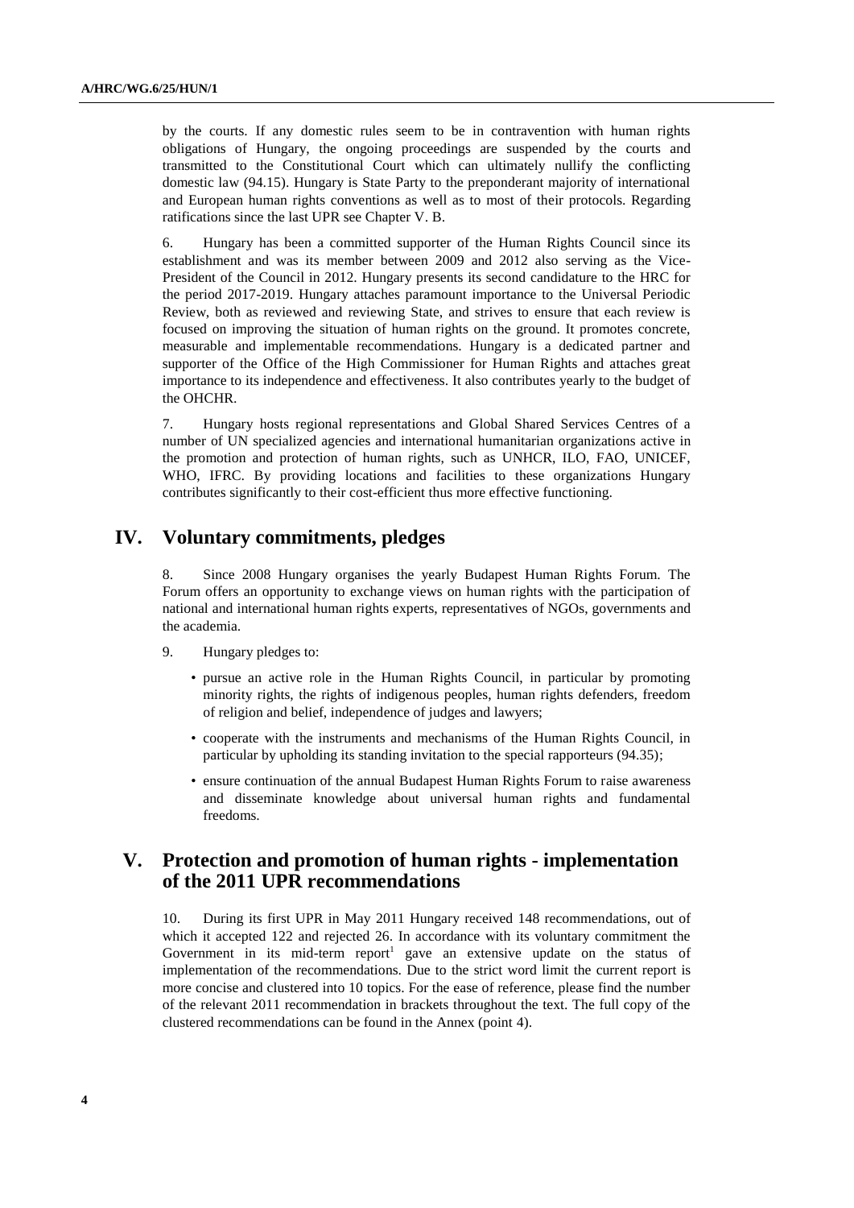by the courts. If any domestic rules seem to be in contravention with human rights obligations of Hungary, the ongoing proceedings are suspended by the courts and transmitted to the Constitutional Court which can ultimately nullify the conflicting domestic law (94.15). Hungary is State Party to the preponderant majority of international and European human rights conventions as well as to most of their protocols. Regarding ratifications since the last UPR see Chapter V. B.

6. Hungary has been a committed supporter of the Human Rights Council since its establishment and was its member between 2009 and 2012 also serving as the Vice-President of the Council in 2012. Hungary presents its second candidature to the HRC for the period 2017-2019. Hungary attaches paramount importance to the Universal Periodic Review, both as reviewed and reviewing State, and strives to ensure that each review is focused on improving the situation of human rights on the ground. It promotes concrete, measurable and implementable recommendations. Hungary is a dedicated partner and supporter of the Office of the High Commissioner for Human Rights and attaches great importance to its independence and effectiveness. It also contributes yearly to the budget of the OHCHR.

7. Hungary hosts regional representations and Global Shared Services Centres of a number of UN specialized agencies and international humanitarian organizations active in the promotion and protection of human rights, such as UNHCR, ILO, FAO, UNICEF, WHO, IFRC. By providing locations and facilities to these organizations Hungary contributes significantly to their cost-efficient thus more effective functioning.

## IV. Voluntary commitments, pledges

8. Since 2008 Hungary organises the yearly Budapest Human Rights Forum. The Forum offers an opportunity to exchange views on human rights with the participation of national and international human rights experts, representatives of NGOs, governments and the academia.

9. Hungary pledges to:

- pursue an active role in the Human Rights Council, in particular by promoting minority rights, the rights of indigenous peoples, human rights defenders, freedom of religion and belief, independence of judges and lawyers;
- cooperate with the instruments and mechanisms of the Human Rights Council, in particular by upholding its standing invitation to the special rapporteurs (94.35);
- ensure continuation of the annual Budapest Human Rights Forum to raise awareness and disseminate knowledge about universal human rights and fundamental freedoms.

## V. Protection and promotion of human rights - implementation of the 2011 UPR recommendations

10. During its first UPR in May 2011 Hungary received 148 recommendations, out of which it accepted 122 and rejected 26. In accordance with its voluntary commitment the Government in its mid-term report[1] gave an extensive update on the status of implementation of the recommendations. Due to the strict word limit the current report is more concise and clustered into 10 topics. For the ease of reference, please find the number of the relevant 2011 recommendation in brackets throughout the text. The full copy of the clustered recommendations can be found in the Annex (point 4).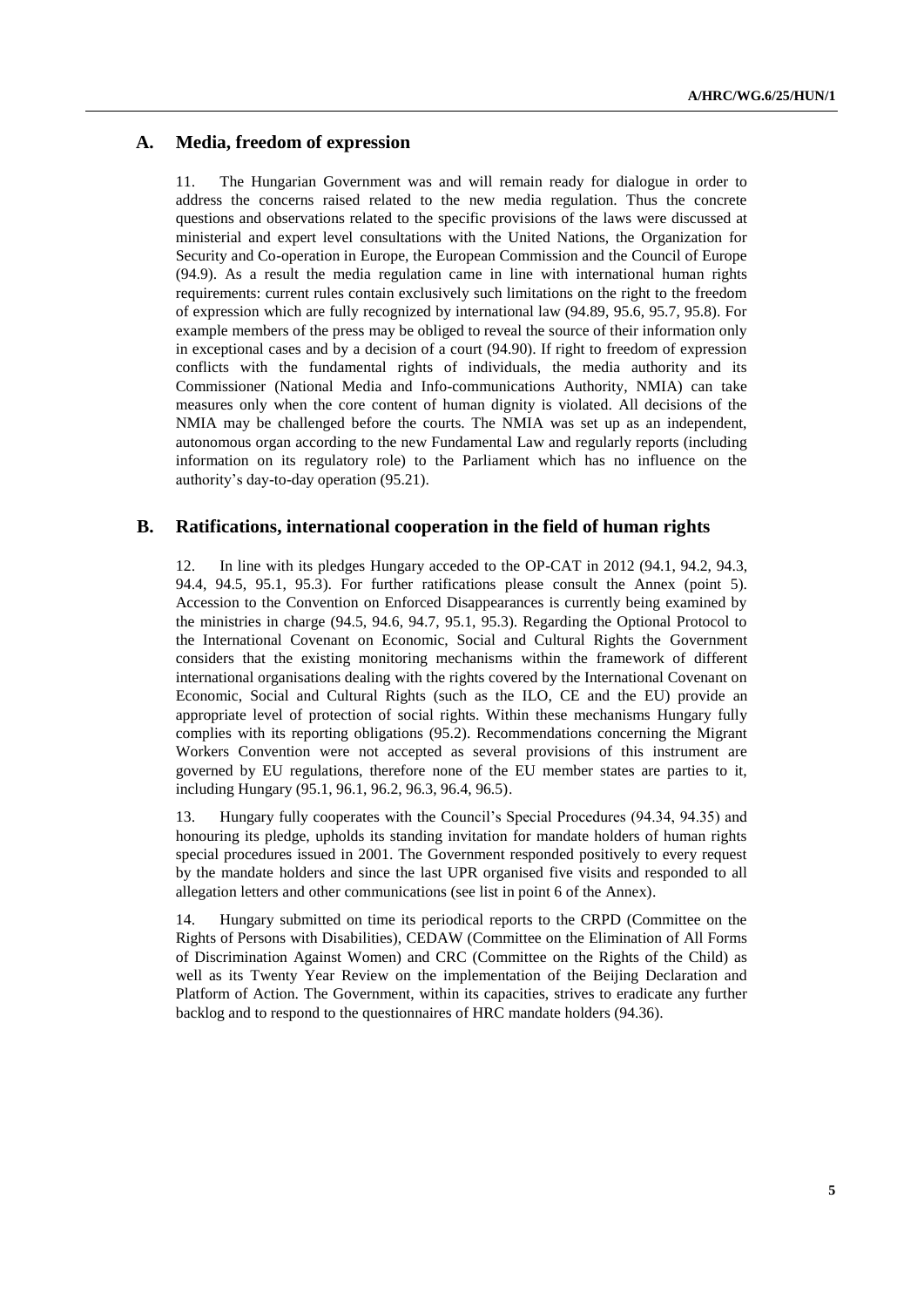## A. Media, freedom of expression

11. The Hungarian Government was and will remain ready for dialogue in order to address the concerns raised related to the new media regulation. Thus the concrete questions and observations related to the specific provisions of the laws were discussed at ministerial and expert level consultations with the United Nations, the Organization for Security and Co-operation in Europe, the European Commission and the Council of Europe (94.9). As a result the media regulation came in line with international human rights requirements: current rules contain exclusively such limitations on the right to the freedom of expression which are fully recognized by international law (94.89, 95.6, 95.7, 95.8). For example members of the press may be obliged to reveal the source of their information only in exceptional cases and by a decision of a court (94.90). If right to freedom of expression conflicts with the fundamental rights of individuals, the media authority and its Commissioner (National Media and Info-communications Authority, NMIA) can take measures only when the core content of human dignity is violated. All decisions of the NMIA may be challenged before the courts. The NMIA was set up as an independent, autonomous organ according to the new Fundamental Law and regularly reports (including information on its regulatory role) to the Parliament which has no influence on the authority's day-to-day operation (95.21).

## B. Ratifications, international cooperation in the field of human rights

12. In line with its pledges Hungary acceded to the OP-CAT in 2012 (94.1, 94.2, 94.3, 94.4, 94.5, 95.1, 95.3). For further ratifications please consult the Annex (point 5). Accession to the Convention on Enforced Disappearances is currently being examined by the ministries in charge (94.5, 94.6, 94.7, 95.1, 95.3). Regarding the Optional Protocol to the International Covenant on Economic, Social and Cultural Rights the Government considers that the existing monitoring mechanisms within the framework of different international organisations dealing with the rights covered by the International Covenant on Economic, Social and Cultural Rights (such as the ILO, CE and the EU) provide an appropriate level of protection of social rights. Within these mechanisms Hungary fully complies with its reporting obligations (95.2). Recommendations concerning the Migrant Workers Convention were not accepted as several provisions of this instrument are governed by EU regulations, therefore none of the EU member states are parties to it, including Hungary (95.1, 96.1, 96.2, 96.3, 96.4, 96.5).

13. Hungary fully cooperates with the Council's Special Procedures (94.34, 94.35) and honouring its pledge, upholds its standing invitation for mandate holders of human rights special procedures issued in 2001. The Government responded positively to every request by the mandate holders and since the last UPR organised five visits and responded to all allegation letters and other communications (see list in point 6 of the Annex).

14. Hungary submitted on time its periodical reports to the CRPD (Committee on the Rights of Persons with Disabilities), CEDAW (Committee on the Elimination of All Forms of Discrimination Against Women) and CRC (Committee on the Rights of the Child) as well as its Twenty Year Review on the implementation of the Beijing Declaration and Platform of Action. The Government, within its capacities, strives to eradicate any further backlog and to respond to the questionnaires of HRC mandate holders (94.36).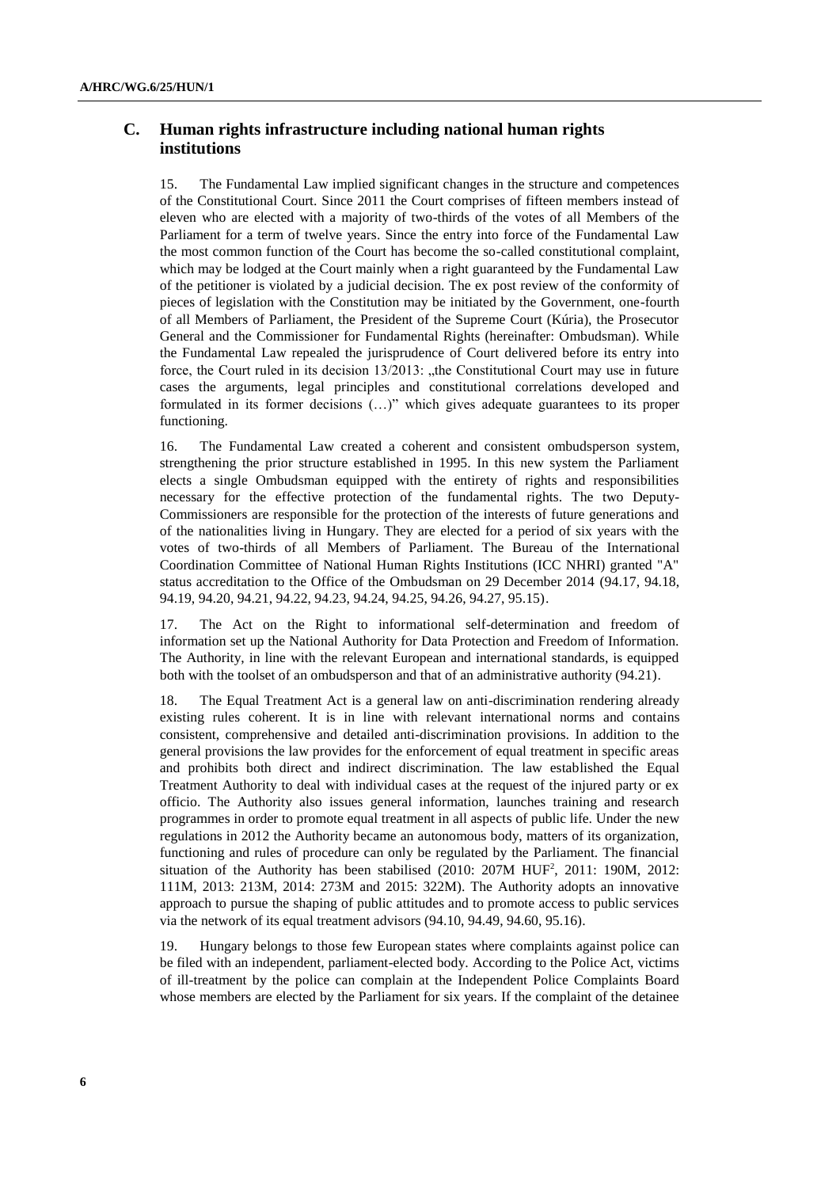## C. Human rights infrastructure including national human rights institutions

15. The Fundamental Law implied significant changes in the structure and competences of the Constitutional Court. Since 2011 the Court comprises of fifteen members instead of eleven who are elected with a majority of two-thirds of the votes of all Members of the Parliament for a term of twelve years. Since the entry into force of the Fundamental Law the most common function of the Court has become the so-called constitutional complaint, which may be lodged at the Court mainly when a right guaranteed by the Fundamental Law of the petitioner is violated by a judicial decision. The ex post review of the conformity of pieces of legislation with the Constitution may be initiated by the Government, one-fourth of all Members of Parliament, the President of the Supreme Court (Kúria), the Prosecutor General and the Commissioner for Fundamental Rights (hereinafter: Ombudsman). While the Fundamental Law repealed the jurisprudence of Court delivered before its entry into force, the Court ruled in its decision 13/2013: „the Constitutional Court may use in future cases the arguments, legal principles and constitutional correlations developed and formulated in its former decisions (…)" which gives adequate guarantees to its proper functioning.

16. The Fundamental Law created a coherent and consistent ombudsperson system, strengthening the prior structure established in 1995. In this new system the Parliament elects a single Ombudsman equipped with the entirety of rights and responsibilities necessary for the effective protection of the fundamental rights. The two Deputy-Commissioners are responsible for the protection of the interests of future generations and of the nationalities living in Hungary. They are elected for a period of six years with the votes of two-thirds of all Members of Parliament. The Bureau of the International Coordination Committee of National Human Rights Institutions (ICC NHRI) granted "A" status accreditation to the Office of the Ombudsman on 29 December 2014 (94.17, 94.18, 94.19, 94.20, 94.21, 94.22, 94.23, 94.24, 94.25, 94.26, 94.27, 95.15).

17. The Act on the Right to informational self-determination and freedom of information set up the National Authority for Data Protection and Freedom of Information. The Authority, in line with the relevant European and international standards, is equipped both with the toolset of an ombudsperson and that of an administrative authority (94.21).

18. The Equal Treatment Act is a general law on anti-discrimination rendering already existing rules coherent. It is in line with relevant international norms and contains consistent, comprehensive and detailed anti-discrimination provisions. In addition to the general provisions the law provides for the enforcement of equal treatment in specific areas and prohibits both direct and indirect discrimination. The law established the Equal Treatment Authority to deal with individual cases at the request of the injured party or ex officio. The Authority also issues general information, launches training and research programmes in order to promote equal treatment in all aspects of public life. Under the new regulations in 2012 the Authority became an autonomous body, matters of its organization, functioning and rules of procedure can only be regulated by the Parliament. The financial situation of the Authority has been stabilised (2010: 207M HUF[2], 2011: 190M, 2012: 111M, 2013: 213M, 2014: 273M and 2015: 322M). The Authority adopts an innovative approach to pursue the shaping of public attitudes and to promote access to public services via the network of its equal treatment advisors (94.10, 94.49, 94.60, 95.16).

19. Hungary belongs to those few European states where complaints against police can be filed with an independent, parliament-elected body. According to the Police Act, victims of ill-treatment by the police can complain at the Independent Police Complaints Board whose members are elected by the Parliament for six years. If the complaint of the detainee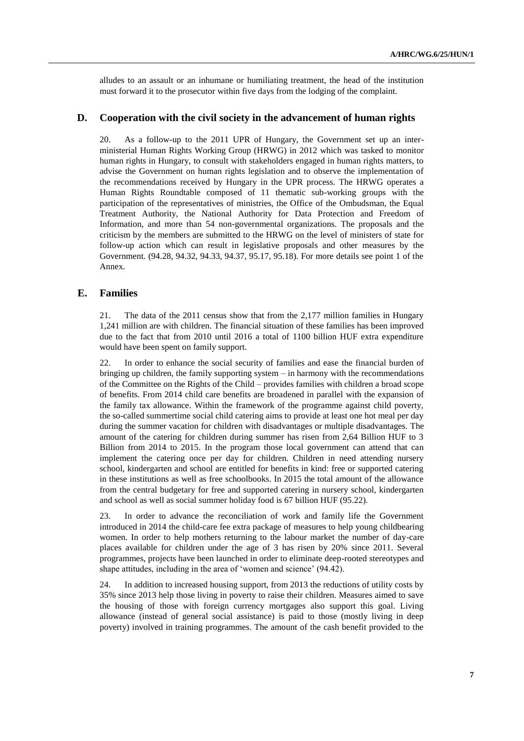alludes to an assault or an inhumane or humiliating treatment, the head of the institution must forward it to the prosecutor within five days from the lodging of the complaint.

## D. Cooperation with the civil society in the advancement of human rights

20. As a follow-up to the 2011 UPR of Hungary, the Government set up an inter-ministerial Human Rights Working Group (HRWG) in 2012 which was tasked to monitor human rights in Hungary, to consult with stakeholders engaged in human rights matters, to advise the Government on human rights legislation and to observe the implementation of the recommendations received by Hungary in the UPR process. The HRWG operates a Human Rights Roundtable composed of 11 thematic sub-working groups with the participation of the representatives of ministries, the Office of the Ombudsman, the Equal Treatment Authority, the National Authority for Data Protection and Freedom of Information, and more than 54 non-governmental organizations. The proposals and the criticism by the members are submitted to the HRWG on the level of ministers of state for follow-up action which can result in legislative proposals and other measures by the Government. (94.28, 94.32, 94.33, 94.37, 95.17, 95.18). For more details see point 1 of the Annex.

## E. Families

21. The data of the 2011 census show that from the 2,177 million families in Hungary 1,241 million are with children. The financial situation of these families has been improved due to the fact that from 2010 until 2016 a total of 1100 billion HUF extra expenditure would have been spent on family support.

22. In order to enhance the social security of families and ease the financial burden of bringing up children, the family supporting system – in harmony with the recommendations of the Committee on the Rights of the Child – provides families with children a broad scope of benefits. From 2014 child care benefits are broadened in parallel with the expansion of the family tax allowance. Within the framework of the programme against child poverty, the so-called summertime social child catering aims to provide at least one hot meal per day during the summer vacation for children with disadvantages or multiple disadvantages. The amount of the catering for children during summer has risen from 2,64 Billion HUF to 3 Billion from 2014 to 2015. In the program those local government can attend that can implement the catering once per day for children. Children in need attending nursery school, kindergarten and school are entitled for benefits in kind: free or supported catering in these institutions as well as free schoolbooks. In 2015 the total amount of the allowance from the central budgetary for free and supported catering in nursery school, kindergarten and school as well as social summer holiday food is 67 billion HUF (95.22).

23. In order to advance the reconciliation of work and family life the Government introduced in 2014 the child-care fee extra package of measures to help young childbearing women. In order to help mothers returning to the labour market the number of day-care places available for children under the age of 3 has risen by 20% since 2011. Several programmes, projects have been launched in order to eliminate deep-rooted stereotypes and shape attitudes, including in the area of 'women and science' (94.42).

24. In addition to increased housing support, from 2013 the reductions of utility costs by 35% since 2013 help those living in poverty to raise their children. Measures aimed to save the housing of those with foreign currency mortgages also support this goal. Living allowance (instead of general social assistance) is paid to those (mostly living in deep poverty) involved in training programmes. The amount of the cash benefit provided to the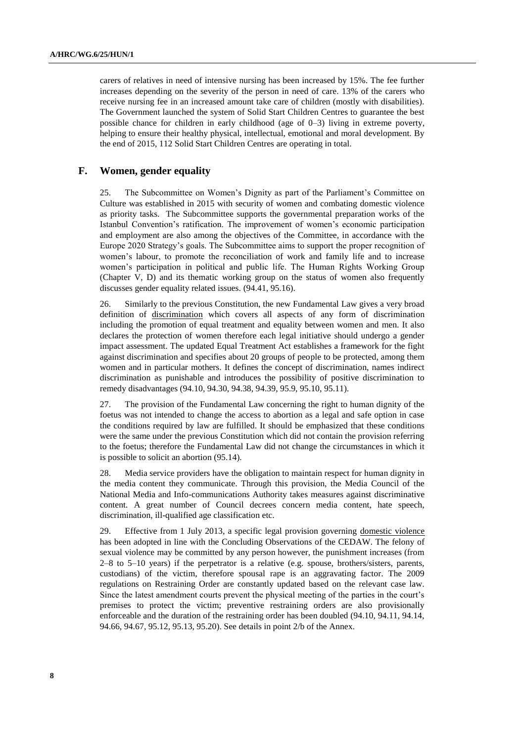carers of relatives in need of intensive nursing has been increased by 15%. The fee further increases depending on the severity of the person in need of care. 13% of the carers who receive nursing fee in an increased amount take care of children (mostly with disabilities). The Government launched the system of Solid Start Children Centres to guarantee the best possible chance for children in early childhood (age of 0–3) living in extreme poverty, helping to ensure their healthy physical, intellectual, emotional and moral development. By the end of 2015, 112 Solid Start Children Centres are operating in total.

## F. Women, gender equality

25. The Subcommittee on Women's Dignity as part of the Parliament's Committee on Culture was established in 2015 with security of women and combating domestic violence as priority tasks. The Subcommittee supports the governmental preparation works of the Istanbul Convention's ratification. The improvement of women's economic participation and employment are also among the objectives of the Committee, in accordance with the Europe 2020 Strategy's goals. The Subcommittee aims to support the proper recognition of women's labour, to promote the reconciliation of work and family life and to increase women's participation in political and public life. The Human Rights Working Group (Chapter V, D) and its thematic working group on the status of women also frequently discusses gender equality related issues. (94.41, 95.16).

26. Similarly to the previous Constitution, the new Fundamental Law gives a very broad definition of discrimination which covers all aspects of any form of discrimination including the promotion of equal treatment and equality between women and men. It also declares the protection of women therefore each legal initiative should undergo a gender impact assessment. The updated Equal Treatment Act establishes a framework for the fight against discrimination and specifies about 20 groups of people to be protected, among them women and in particular mothers. It defines the concept of discrimination, names indirect discrimination as punishable and introduces the possibility of positive discrimination to remedy disadvantages (94.10, 94.30, 94.38, 94.39, 95.9, 95.10, 95.11).

27. The provision of the Fundamental Law concerning the right to human dignity of the foetus was not intended to change the access to abortion as a legal and safe option in case the conditions required by law are fulfilled. It should be emphasized that these conditions were the same under the previous Constitution which did not contain the provision referring to the foetus; therefore the Fundamental Law did not change the circumstances in which it is possible to solicit an abortion (95.14).

28. Media service providers have the obligation to maintain respect for human dignity in the media content they communicate. Through this provision, the Media Council of the National Media and Info-communications Authority takes measures against discriminative content. A great number of Council decrees concern media content, hate speech, discrimination, ill-qualified age classification etc.

29. Effective from 1 July 2013, a specific legal provision governing domestic violence has been adopted in line with the Concluding Observations of the CEDAW. The felony of sexual violence may be committed by any person however, the punishment increases (from 2–8 to 5–10 years) if the perpetrator is a relative (e.g. spouse, brothers/sisters, parents, custodians) of the victim, therefore spousal rape is an aggravating factor. The 2009 regulations on Restraining Order are constantly updated based on the relevant case law. Since the latest amendment courts prevent the physical meeting of the parties in the court's premises to protect the victim; preventive restraining orders are also provisionally enforceable and the duration of the restraining order has been doubled (94.10, 94.11, 94.14, 94.66, 94.67, 95.12, 95.13, 95.20). See details in point 2/b of the Annex.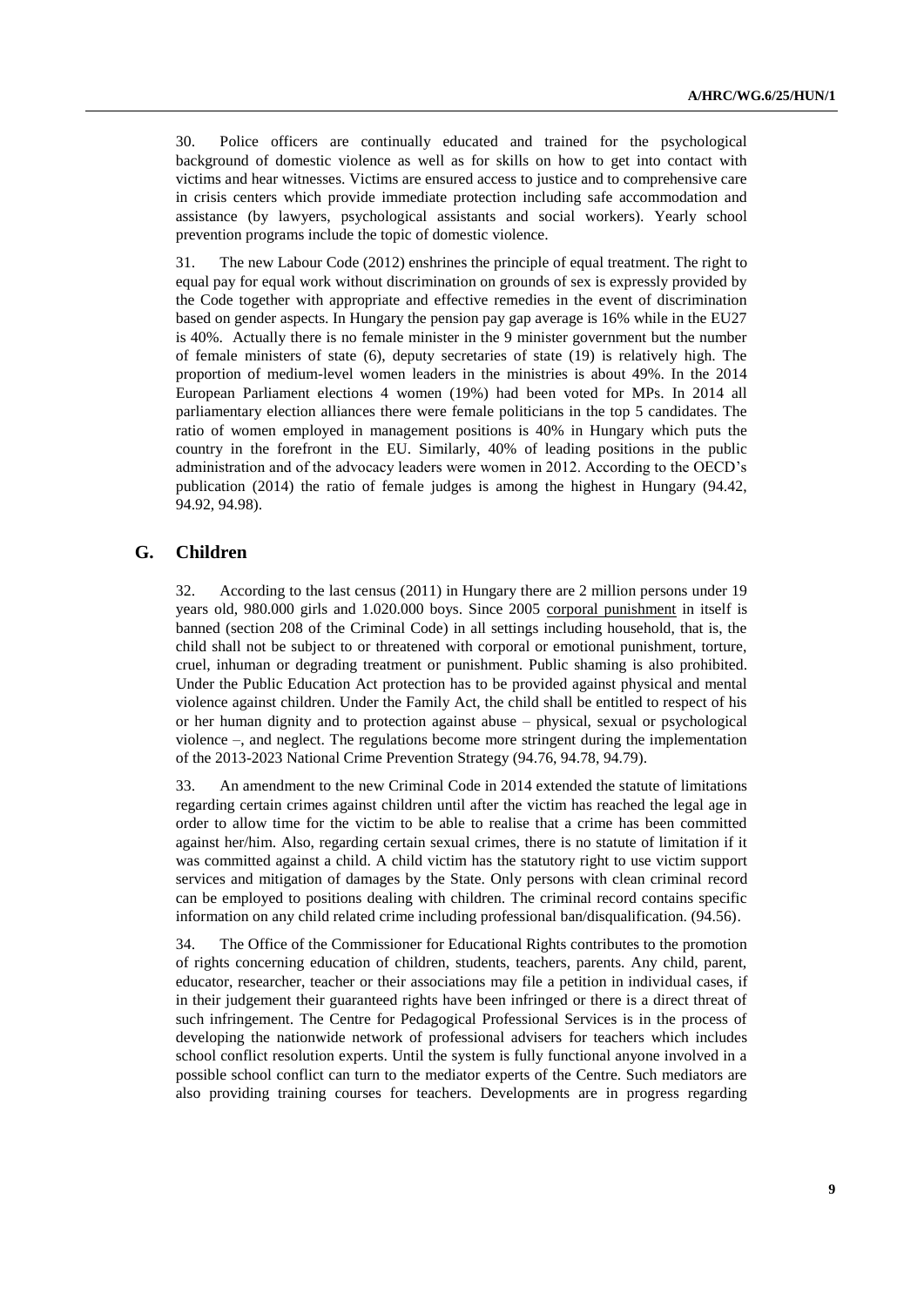30. Police officers are continually educated and trained for the psychological background of domestic violence as well as for skills on how to get into contact with victims and hear witnesses. Victims are ensured access to justice and to comprehensive care in crisis centers which provide immediate protection including safe accommodation and assistance (by lawyers, psychological assistants and social workers). Yearly school prevention programs include the topic of domestic violence.

31. The new Labour Code (2012) enshrines the principle of equal treatment. The right to equal pay for equal work without discrimination on grounds of sex is expressly provided by the Code together with appropriate and effective remedies in the event of discrimination based on gender aspects. In Hungary the pension pay gap average is 16% while in the EU27 is 40%. Actually there is no female minister in the 9 minister government but the number of female ministers of state (6), deputy secretaries of state (19) is relatively high. The proportion of medium-level women leaders in the ministries is about 49%. In the 2014 European Parliament elections 4 women (19%) had been voted for MPs. In 2014 all parliamentary election alliances there were female politicians in the top 5 candidates. The ratio of women employed in management positions is 40% in Hungary which puts the country in the forefront in the EU. Similarly, 40% of leading positions in the public administration and of the advocacy leaders were women in 2012. According to the OECD's publication (2014) the ratio of female judges is among the highest in Hungary (94.42, 94.92, 94.98).

## G. Children

32. According to the last census (2011) in Hungary there are 2 million persons under 19 years old, 980.000 girls and 1.020.000 boys. Since 2005 corporal punishment in itself is banned (section 208 of the Criminal Code) in all settings including household, that is, the child shall not be subject to or threatened with corporal or emotional punishment, torture, cruel, inhuman or degrading treatment or punishment. Public shaming is also prohibited. Under the Public Education Act protection has to be provided against physical and mental violence against children. Under the Family Act, the child shall be entitled to respect of his or her human dignity and to protection against abuse – physical, sexual or psychological violence –, and neglect. The regulations become more stringent during the implementation of the 2013-2023 National Crime Prevention Strategy (94.76, 94.78, 94.79).

33. An amendment to the new Criminal Code in 2014 extended the statute of limitations regarding certain crimes against children until after the victim has reached the legal age in order to allow time for the victim to be able to realise that a crime has been committed against her/him. Also, regarding certain sexual crimes, there is no statute of limitation if it was committed against a child. A child victim has the statutory right to use victim support services and mitigation of damages by the State. Only persons with clean criminal record can be employed to positions dealing with children. The criminal record contains specific information on any child related crime including professional ban/disqualification. (94.56).

34. The Office of the Commissioner for Educational Rights contributes to the promotion of rights concerning education of children, students, teachers, parents. Any child, parent, educator, researcher, teacher or their associations may file a petition in individual cases, if in their judgement their guaranteed rights have been infringed or there is a direct threat of such infringement. The Centre for Pedagogical Professional Services is in the process of developing the nationwide network of professional advisers for teachers which includes school conflict resolution experts. Until the system is fully functional anyone involved in a possible school conflict can turn to the mediator experts of the Centre. Such mediators are also providing training courses for teachers. Developments are in progress regarding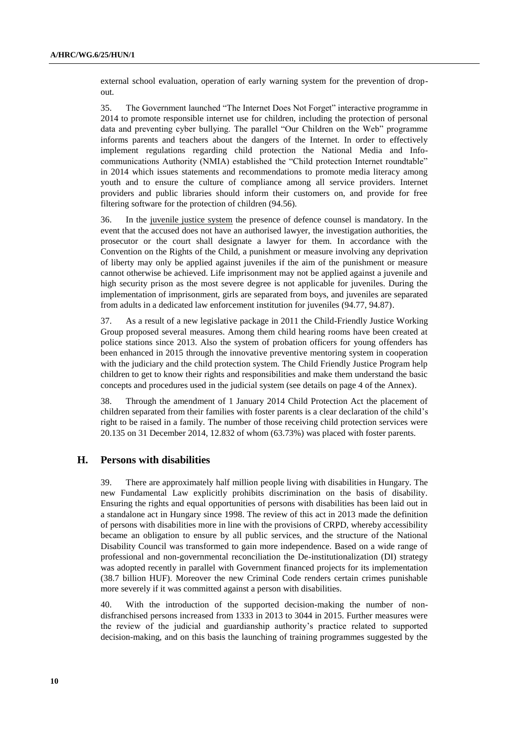external school evaluation, operation of early warning system for the prevention of drop-out.

35. The Government launched "The Internet Does Not Forget" interactive programme in 2014 to promote responsible internet use for children, including the protection of personal data and preventing cyber bullying. The parallel "Our Children on the Web" programme informs parents and teachers about the dangers of the Internet. In order to effectively implement regulations regarding child protection the National Media and Info-communications Authority (NMIA) established the "Child protection Internet roundtable" in 2014 which issues statements and recommendations to promote media literacy among youth and to ensure the culture of compliance among all service providers. Internet providers and public libraries should inform their customers on, and provide for free filtering software for the protection of children (94.56).

36. In the juvenile justice system the presence of defence counsel is mandatory. In the event that the accused does not have an authorised lawyer, the investigation authorities, the prosecutor or the court shall designate a lawyer for them. In accordance with the Convention on the Rights of the Child, a punishment or measure involving any deprivation of liberty may only be applied against juveniles if the aim of the punishment or measure cannot otherwise be achieved. Life imprisonment may not be applied against a juvenile and high security prison as the most severe degree is not applicable for juveniles. During the implementation of imprisonment, girls are separated from boys, and juveniles are separated from adults in a dedicated law enforcement institution for juveniles (94.77, 94.87).

37. As a result of a new legislative package in 2011 the Child-Friendly Justice Working Group proposed several measures. Among them child hearing rooms have been created at police stations since 2013. Also the system of probation officers for young offenders has been enhanced in 2015 through the innovative preventive mentoring system in cooperation with the judiciary and the child protection system. The Child Friendly Justice Program help children to get to know their rights and responsibilities and make them understand the basic concepts and procedures used in the judicial system (see details on page 4 of the Annex).

38. Through the amendment of 1 January 2014 Child Protection Act the placement of children separated from their families with foster parents is a clear declaration of the child's right to be raised in a family. The number of those receiving child protection services were 20.135 on 31 December 2014, 12.832 of whom (63.73%) was placed with foster parents.

## H. Persons with disabilities

39. There are approximately half million people living with disabilities in Hungary. The new Fundamental Law explicitly prohibits discrimination on the basis of disability. Ensuring the rights and equal opportunities of persons with disabilities has been laid out in a standalone act in Hungary since 1998. The review of this act in 2013 made the definition of persons with disabilities more in line with the provisions of CRPD, whereby accessibility became an obligation to ensure by all public services, and the structure of the National Disability Council was transformed to gain more independence. Based on a wide range of professional and non-governmental reconciliation the De-institutionalization (DI) strategy was adopted recently in parallel with Government financed projects for its implementation (38.7 billion HUF). Moreover the new Criminal Code renders certain crimes punishable more severely if it was committed against a person with disabilities.

40. With the introduction of the supported decision-making the number of non-disfranchised persons increased from 1333 in 2013 to 3044 in 2015. Further measures were the review of the judicial and guardianship authority's practice related to supported decision-making, and on this basis the launching of training programmes suggested by the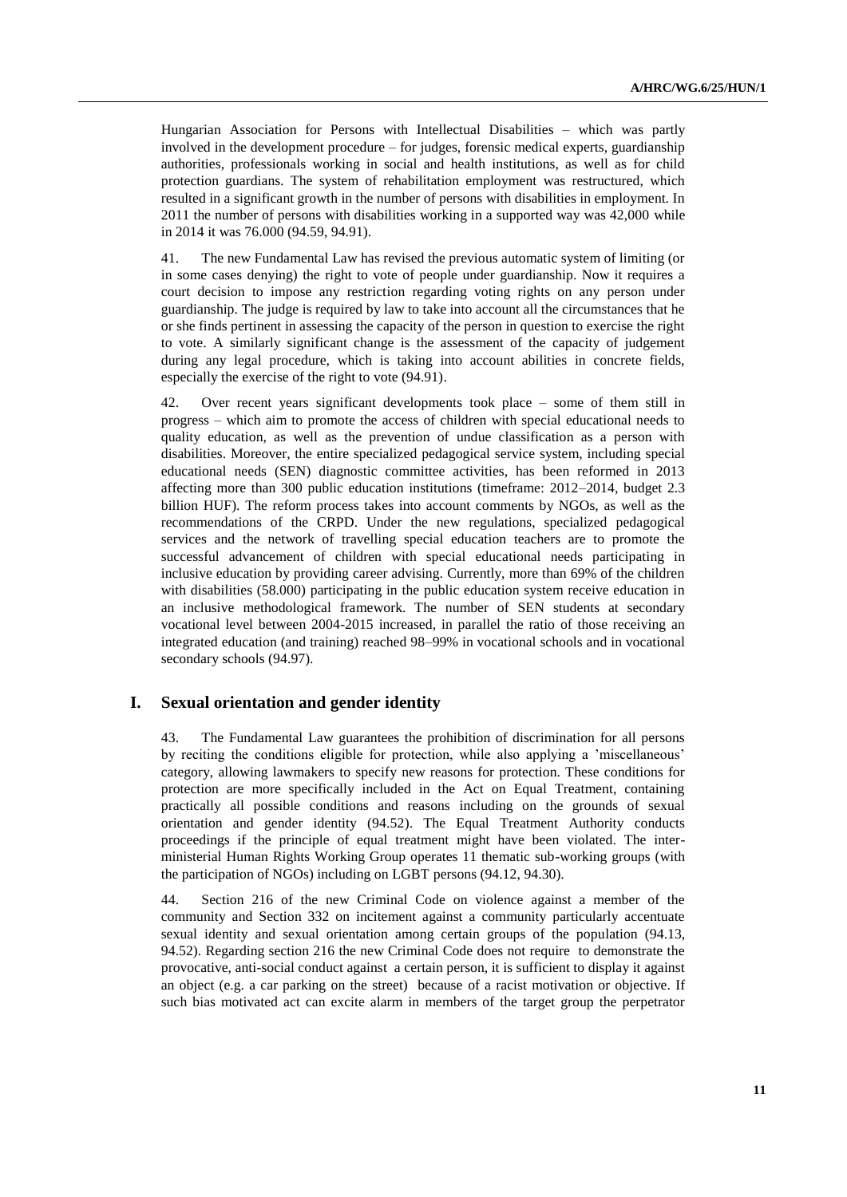Hungarian Association for Persons with Intellectual Disabilities – which was partly involved in the development procedure – for judges, forensic medical experts, guardianship authorities, professionals working in social and health institutions, as well as for child protection guardians. The system of rehabilitation employment was restructured, which resulted in a significant growth in the number of persons with disabilities in employment. In 2011 the number of persons with disabilities working in a supported way was 42,000 while in 2014 it was 76.000 (94.59, 94.91).

41. The new Fundamental Law has revised the previous automatic system of limiting (or in some cases denying) the right to vote of people under guardianship. Now it requires a court decision to impose any restriction regarding voting rights on any person under guardianship. The judge is required by law to take into account all the circumstances that he or she finds pertinent in assessing the capacity of the person in question to exercise the right to vote. A similarly significant change is the assessment of the capacity of judgement during any legal procedure, which is taking into account abilities in concrete fields, especially the exercise of the right to vote (94.91).

42. Over recent years significant developments took place – some of them still in progress – which aim to promote the access of children with special educational needs to quality education, as well as the prevention of undue classification as a person with disabilities. Moreover, the entire specialized pedagogical service system, including special educational needs (SEN) diagnostic committee activities, has been reformed in 2013 affecting more than 300 public education institutions (timeframe: 2012–2014, budget 2.3 billion HUF). The reform process takes into account comments by NGOs, as well as the recommendations of the CRPD. Under the new regulations, specialized pedagogical services and the network of travelling special education teachers are to promote the successful advancement of children with special educational needs participating in inclusive education by providing career advising. Currently, more than 69% of the children with disabilities (58.000) participating in the public education system receive education in an inclusive methodological framework. The number of SEN students at secondary vocational level between 2004-2015 increased, in parallel the ratio of those receiving an integrated education (and training) reached 98–99% in vocational schools and in vocational secondary schools (94.97).

## I. Sexual orientation and gender identity

43. The Fundamental Law guarantees the prohibition of discrimination for all persons by reciting the conditions eligible for protection, while also applying a 'miscellaneous' category, allowing lawmakers to specify new reasons for protection. These conditions for protection are more specifically included in the Act on Equal Treatment, containing practically all possible conditions and reasons including on the grounds of sexual orientation and gender identity (94.52). The Equal Treatment Authority conducts proceedings if the principle of equal treatment might have been violated. The inter-ministerial Human Rights Working Group operates 11 thematic sub-working groups (with the participation of NGOs) including on LGBT persons (94.12, 94.30).

44. Section 216 of the new Criminal Code on violence against a member of the community and Section 332 on incitement against a community particularly accentuate sexual identity and sexual orientation among certain groups of the population (94.13, 94.52). Regarding section 216 the new Criminal Code does not require to demonstrate the provocative, anti-social conduct against a certain person, it is sufficient to display it against an object (e.g. a car parking on the street) because of a racist motivation or objective. If such bias motivated act can excite alarm in members of the target group the perpetrator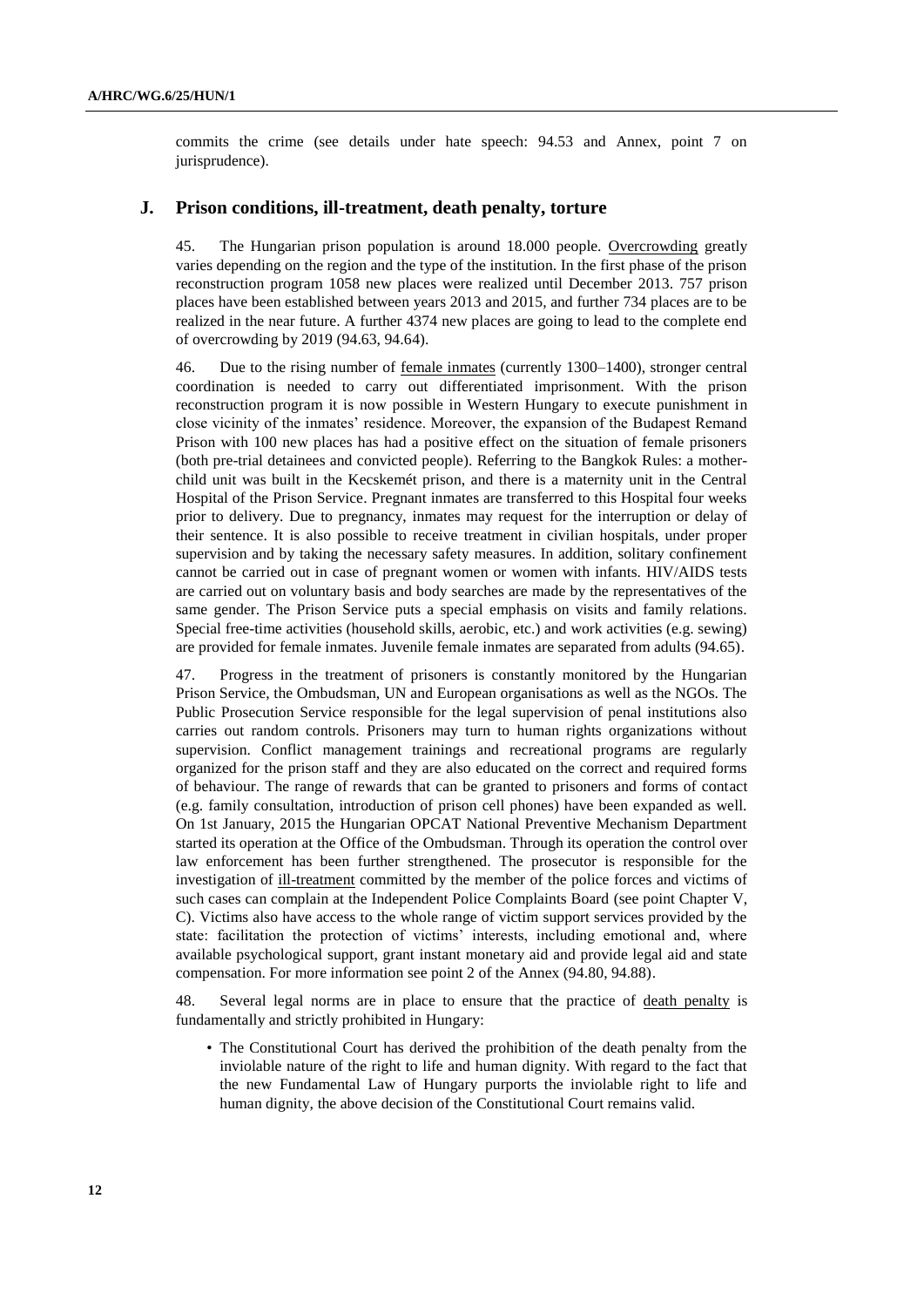commits the crime (see details under hate speech: 94.53 and Annex, point 7 on jurisprudence).

## J. Prison conditions, ill-treatment, death penalty, torture

45. The Hungarian prison population is around 18.000 people. Overcrowding greatly varies depending on the region and the type of the institution. In the first phase of the prison reconstruction program 1058 new places were realized until December 2013. 757 prison places have been established between years 2013 and 2015, and further 734 places are to be realized in the near future. A further 4374 new places are going to lead to the complete end of overcrowding by 2019 (94.63, 94.64).

46. Due to the rising number of female inmates (currently 1300–1400), stronger central coordination is needed to carry out differentiated imprisonment. With the prison reconstruction program it is now possible in Western Hungary to execute punishment in close vicinity of the inmates' residence. Moreover, the expansion of the Budapest Remand Prison with 100 new places has had a positive effect on the situation of female prisoners (both pre-trial detainees and convicted people). Referring to the Bangkok Rules: a mother-child unit was built in the Kecskemét prison, and there is a maternity unit in the Central Hospital of the Prison Service. Pregnant inmates are transferred to this Hospital four weeks prior to delivery. Due to pregnancy, inmates may request for the interruption or delay of their sentence. It is also possible to receive treatment in civilian hospitals, under proper supervision and by taking the necessary safety measures. In addition, solitary confinement cannot be carried out in case of pregnant women or women with infants. HIV/AIDS tests are carried out on voluntary basis and body searches are made by the representatives of the same gender. The Prison Service puts a special emphasis on visits and family relations. Special free-time activities (household skills, aerobic, etc.) and work activities (e.g. sewing) are provided for female inmates. Juvenile female inmates are separated from adults (94.65).

47. Progress in the treatment of prisoners is constantly monitored by the Hungarian Prison Service, the Ombudsman, UN and European organisations as well as the NGOs. The Public Prosecution Service responsible for the legal supervision of penal institutions also carries out random controls. Prisoners may turn to human rights organizations without supervision. Conflict management trainings and recreational programs are regularly organized for the prison staff and they are also educated on the correct and required forms of behaviour. The range of rewards that can be granted to prisoners and forms of contact (e.g. family consultation, introduction of prison cell phones) have been expanded as well. On 1st January, 2015 the Hungarian OPCAT National Preventive Mechanism Department started its operation at the Office of the Ombudsman. Through its operation the control over law enforcement has been further strengthened. The prosecutor is responsible for the investigation of ill-treatment committed by the member of the police forces and victims of such cases can complain at the Independent Police Complaints Board (see point Chapter V, C). Victims also have access to the whole range of victim support services provided by the state: facilitation the protection of victims' interests, including emotional and, where available psychological support, grant instant monetary aid and provide legal aid and state compensation. For more information see point 2 of the Annex (94.80, 94.88).

48. Several legal norms are in place to ensure that the practice of death penalty is fundamentally and strictly prohibited in Hungary:

- The Constitutional Court has derived the prohibition of the death penalty from the inviolable nature of the right to life and human dignity. With regard to the fact that the new Fundamental Law of Hungary purports the inviolable right to life and human dignity, the above decision of the Constitutional Court remains valid.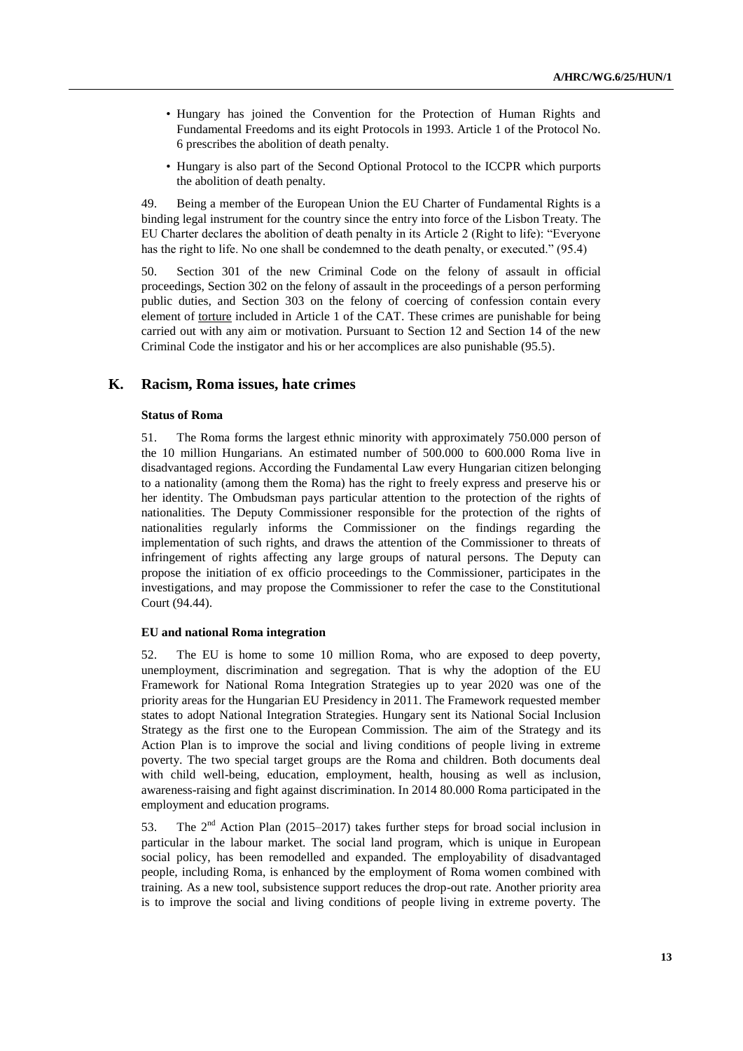- Hungary has joined the Convention for the Protection of Human Rights and Fundamental Freedoms and its eight Protocols in 1993. Article 1 of the Protocol No. 6 prescribes the abolition of death penalty.
- Hungary is also part of the Second Optional Protocol to the ICCPR which purports the abolition of death penalty.

49. Being a member of the European Union the EU Charter of Fundamental Rights is a binding legal instrument for the country since the entry into force of the Lisbon Treaty. The EU Charter declares the abolition of death penalty in its Article 2 (Right to life): "Everyone has the right to life. No one shall be condemned to the death penalty, or executed." (95.4)

50. Section 301 of the new Criminal Code on the felony of assault in official proceedings, Section 302 on the felony of assault in the proceedings of a person performing public duties, and Section 303 on the felony of coercing of confession contain every element of torture included in Article 1 of the CAT. These crimes are punishable for being carried out with any aim or motivation. Pursuant to Section 12 and Section 14 of the new Criminal Code the instigator and his or her accomplices are also punishable (95.5).

## K. Racism, Roma issues, hate crimes

### Status of Roma

51. The Roma forms the largest ethnic minority with approximately 750.000 person of the 10 million Hungarians. An estimated number of 500.000 to 600.000 Roma live in disadvantaged regions. According the Fundamental Law every Hungarian citizen belonging to a nationality (among them the Roma) has the right to freely express and preserve his or her identity. The Ombudsman pays particular attention to the protection of the rights of nationalities. The Deputy Commissioner responsible for the protection of the rights of nationalities regularly informs the Commissioner on the findings regarding the implementation of such rights, and draws the attention of the Commissioner to threats of infringement of rights affecting any large groups of natural persons. The Deputy can propose the initiation of ex officio proceedings to the Commissioner, participates in the investigations, and may propose the Commissioner to refer the case to the Constitutional Court (94.44).

### EU and national Roma integration

52. The EU is home to some 10 million Roma, who are exposed to deep poverty, unemployment, discrimination and segregation. That is why the adoption of the EU Framework for National Roma Integration Strategies up to year 2020 was one of the priority areas for the Hungarian EU Presidency in 2011. The Framework requested member states to adopt National Integration Strategies. Hungary sent its National Social Inclusion Strategy as the first one to the European Commission. The aim of the Strategy and its Action Plan is to improve the social and living conditions of people living in extreme poverty. The two special target groups are the Roma and children. Both documents deal with child well-being, education, employment, health, housing as well as inclusion, awareness-raising and fight against discrimination. In 2014 80.000 Roma participated in the employment and education programs.

53. The 2nd Action Plan (2015–2017) takes further steps for broad social inclusion in particular in the labour market. The social land program, which is unique in European social policy, has been remodelled and expanded. The employability of disadvantaged people, including Roma, is enhanced by the employment of Roma women combined with training. As a new tool, subsistence support reduces the drop-out rate. Another priority area is to improve the social and living conditions of people living in extreme poverty. The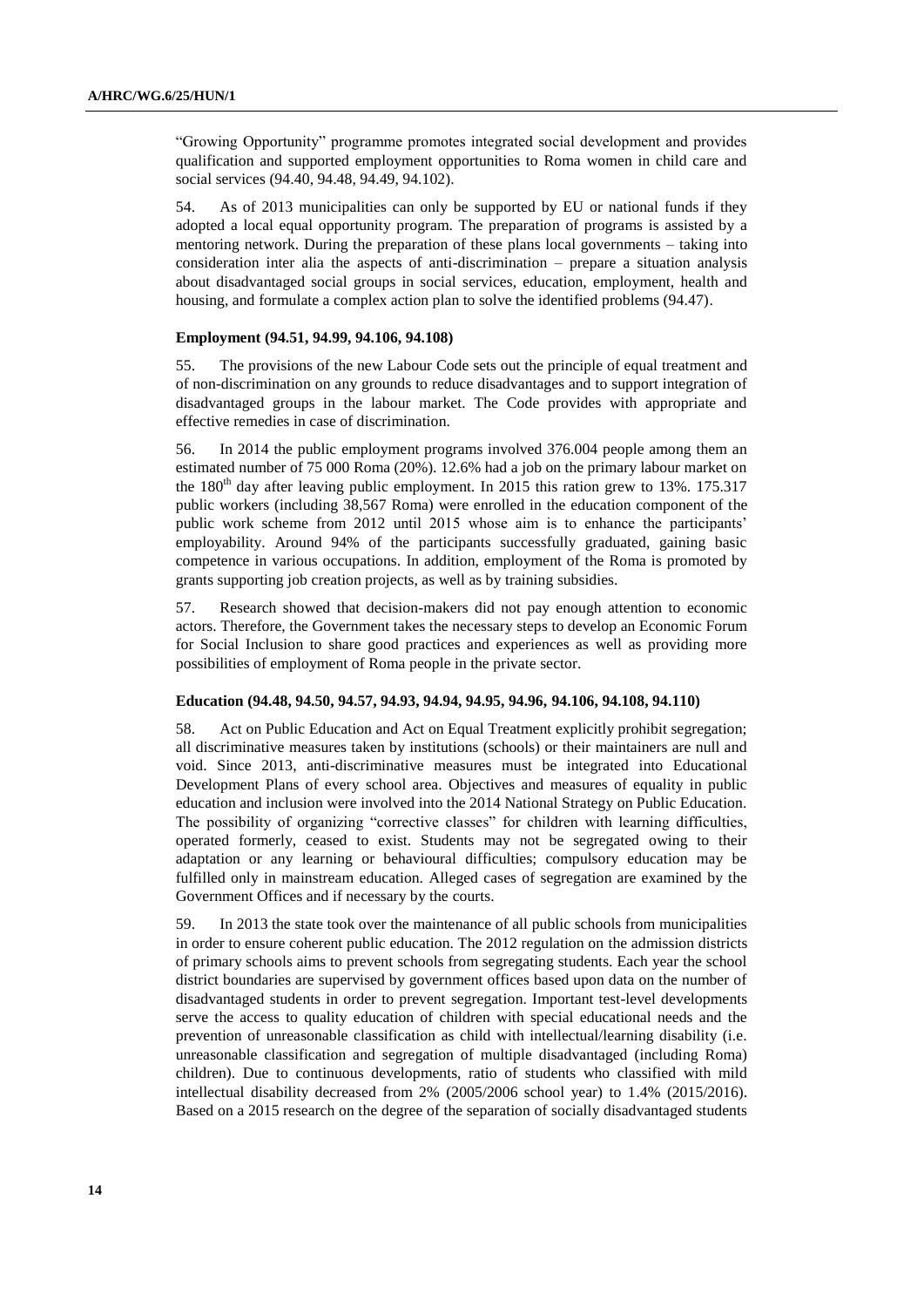"Growing Opportunity" programme promotes integrated social development and provides qualification and supported employment opportunities to Roma women in child care and social services (94.40, 94.48, 94.49, 94.102).

54. As of 2013 municipalities can only be supported by EU or national funds if they adopted a local equal opportunity program. The preparation of programs is assisted by a mentoring network. During the preparation of these plans local governments – taking into consideration inter alia the aspects of anti-discrimination – prepare a situation analysis about disadvantaged social groups in social services, education, employment, health and housing, and formulate a complex action plan to solve the identified problems (94.47).

**Employment (94.51, 94.99, 94.106, 94.108)**

55. The provisions of the new Labour Code sets out the principle of equal treatment and of non-discrimination on any grounds to reduce disadvantages and to support integration of disadvantaged groups in the labour market. The Code provides with appropriate and effective remedies in case of discrimination.

56. In 2014 the public employment programs involved 376.004 people among them an estimated number of 75 000 Roma (20%). 12.6% had a job on the primary labour market on the 180th day after leaving public employment. In 2015 this ration grew to 13%. 175.317 public workers (including 38,567 Roma) were enrolled in the education component of the public work scheme from 2012 until 2015 whose aim is to enhance the participants' employability. Around 94% of the participants successfully graduated, gaining basic competence in various occupations. In addition, employment of the Roma is promoted by grants supporting job creation projects, as well as by training subsidies.

57. Research showed that decision-makers did not pay enough attention to economic actors. Therefore, the Government takes the necessary steps to develop an Economic Forum for Social Inclusion to share good practices and experiences as well as providing more possibilities of employment of Roma people in the private sector.

**Education (94.48, 94.50, 94.57, 94.93, 94.94, 94.95, 94.96, 94.106, 94.108, 94.110)**

58. Act on Public Education and Act on Equal Treatment explicitly prohibit segregation; all discriminative measures taken by institutions (schools) or their maintainers are null and void. Since 2013, anti-discriminative measures must be integrated into Educational Development Plans of every school area. Objectives and measures of equality in public education and inclusion were involved into the 2014 National Strategy on Public Education. The possibility of organizing "corrective classes" for children with learning difficulties, operated formerly, ceased to exist. Students may not be segregated owing to their adaptation or any learning or behavioural difficulties; compulsory education may be fulfilled only in mainstream education. Alleged cases of segregation are examined by the Government Offices and if necessary by the courts.

59. In 2013 the state took over the maintenance of all public schools from municipalities in order to ensure coherent public education. The 2012 regulation on the admission districts of primary schools aims to prevent schools from segregating students. Each year the school district boundaries are supervised by government offices based upon data on the number of disadvantaged students in order to prevent segregation. Important test-level developments serve the access to quality education of children with special educational needs and the prevention of unreasonable classification as child with intellectual/learning disability (i.e. unreasonable classification and segregation of multiple disadvantaged (including Roma) children). Due to continuous developments, ratio of students who classified with mild intellectual disability decreased from 2% (2005/2006 school year) to 1.4% (2015/2016). Based on a 2015 research on the degree of the separation of socially disadvantaged students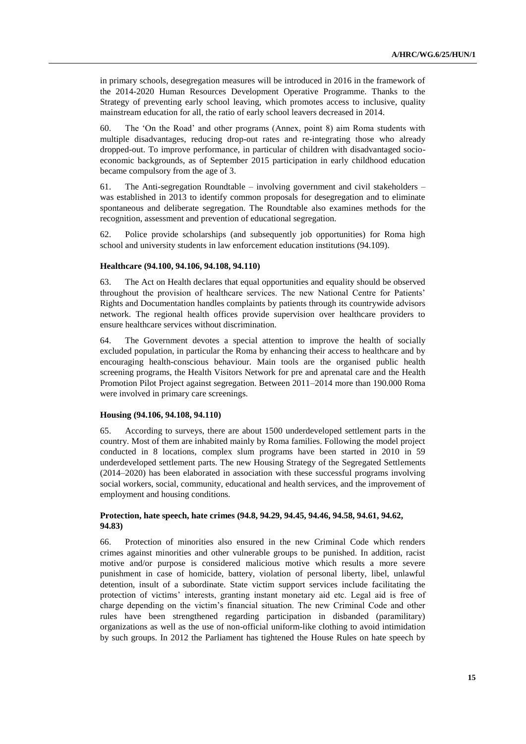in primary schools, desegregation measures will be introduced in 2016 in the framework of the 2014-2020 Human Resources Development Operative Programme. Thanks to the Strategy of preventing early school leaving, which promotes access to inclusive, quality mainstream education for all, the ratio of early school leavers decreased in 2014.

60. The 'On the Road' and other programs (Annex, point 8) aim Roma students with multiple disadvantages, reducing drop-out rates and re-integrating those who already dropped-out. To improve performance, in particular of children with disadvantaged socio-economic backgrounds, as of September 2015 participation in early childhood education became compulsory from the age of 3.

61. The Anti-segregation Roundtable – involving government and civil stakeholders – was established in 2013 to identify common proposals for desegregation and to eliminate spontaneous and deliberate segregation. The Roundtable also examines methods for the recognition, assessment and prevention of educational segregation.

62. Police provide scholarships (and subsequently job opportunities) for Roma high school and university students in law enforcement education institutions (94.109).

### Healthcare (94.100, 94.106, 94.108, 94.110)

63. The Act on Health declares that equal opportunities and equality should be observed throughout the provision of healthcare services. The new National Centre for Patients' Rights and Documentation handles complaints by patients through its countrywide advisors network. The regional health offices provide supervision over healthcare providers to ensure healthcare services without discrimination.

64. The Government devotes a special attention to improve the health of socially excluded population, in particular the Roma by enhancing their access to healthcare and by encouraging health-conscious behaviour. Main tools are the organised public health screening programs, the Health Visitors Network for pre and aprenatal care and the Health Promotion Pilot Project against segregation. Between 2011–2014 more than 190.000 Roma were involved in primary care screenings.

### Housing (94.106, 94.108, 94.110)

65. According to surveys, there are about 1500 underdeveloped settlement parts in the country. Most of them are inhabited mainly by Roma families. Following the model project conducted in 8 locations, complex slum programs have been started in 2010 in 59 underdeveloped settlement parts. The new Housing Strategy of the Segregated Settlements (2014–2020) has been elaborated in association with these successful programs involving social workers, social, community, educational and health services, and the improvement of employment and housing conditions.

### Protection, hate speech, hate crimes (94.8, 94.29, 94.45, 94.46, 94.58, 94.61, 94.62, 94.83)

66. Protection of minorities also ensured in the new Criminal Code which renders crimes against minorities and other vulnerable groups to be punished. In addition, racist motive and/or purpose is considered malicious motive which results a more severe punishment in case of homicide, battery, violation of personal liberty, libel, unlawful detention, insult of a subordinate. State victim support services include facilitating the protection of victims' interests, granting instant monetary aid etc. Legal aid is free of charge depending on the victim's financial situation. The new Criminal Code and other rules have been strengthened regarding participation in disbanded (paramilitary) organizations as well as the use of non-official uniform-like clothing to avoid intimidation by such groups. In 2012 the Parliament has tightened the House Rules on hate speech by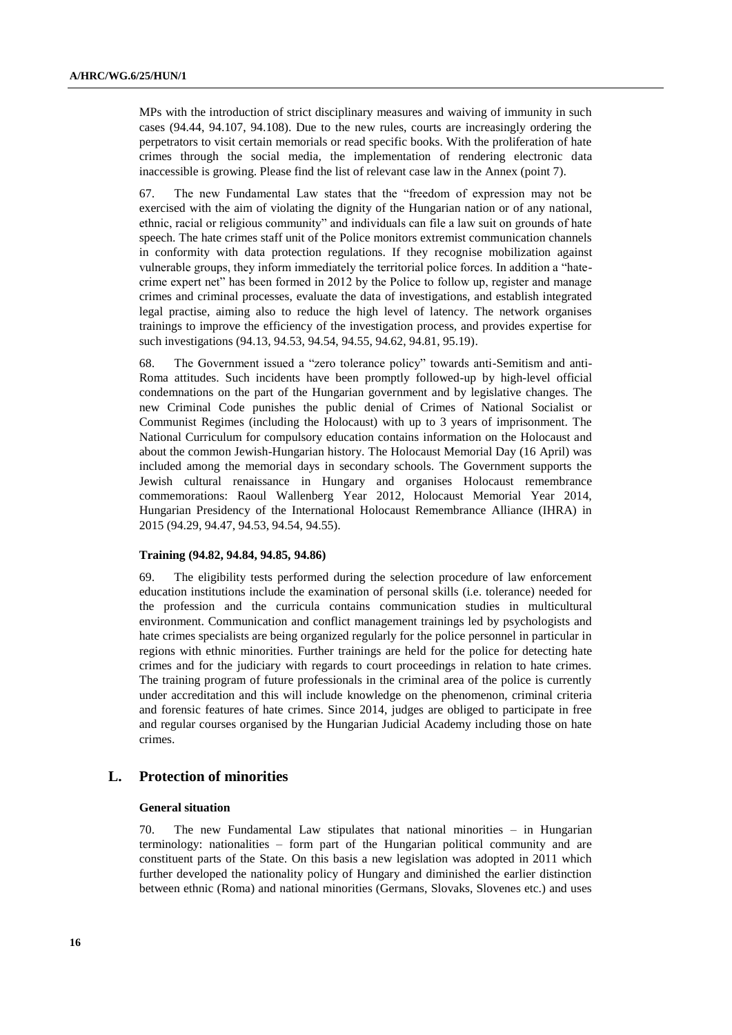MPs with the introduction of strict disciplinary measures and waiving of immunity in such cases (94.44, 94.107, 94.108). Due to the new rules, courts are increasingly ordering the perpetrators to visit certain memorials or read specific books. With the proliferation of hate crimes through the social media, the implementation of rendering electronic data inaccessible is growing. Please find the list of relevant case law in the Annex (point 7).

67. The new Fundamental Law states that the "freedom of expression may not be exercised with the aim of violating the dignity of the Hungarian nation or of any national, ethnic, racial or religious community" and individuals can file a law suit on grounds of hate speech. The hate crimes staff unit of the Police monitors extremist communication channels in conformity with data protection regulations. If they recognise mobilization against vulnerable groups, they inform immediately the territorial police forces. In addition a "hate-crime expert net" has been formed in 2012 by the Police to follow up, register and manage crimes and criminal processes, evaluate the data of investigations, and establish integrated legal practise, aiming also to reduce the high level of latency. The network organises trainings to improve the efficiency of the investigation process, and provides expertise for such investigations (94.13, 94.53, 94.54, 94.55, 94.62, 94.81, 95.19).

68. The Government issued a "zero tolerance policy" towards anti-Semitism and anti-Roma attitudes. Such incidents have been promptly followed-up by high-level official condemnations on the part of the Hungarian government and by legislative changes. The new Criminal Code punishes the public denial of Crimes of National Socialist or Communist Regimes (including the Holocaust) with up to 3 years of imprisonment. The National Curriculum for compulsory education contains information on the Holocaust and about the common Jewish-Hungarian history. The Holocaust Memorial Day (16 April) was included among the memorial days in secondary schools. The Government supports the Jewish cultural renaissance in Hungary and organises Holocaust remembrance commemorations: Raoul Wallenberg Year 2012, Holocaust Memorial Year 2014, Hungarian Presidency of the International Holocaust Remembrance Alliance (IHRA) in 2015 (94.29, 94.47, 94.53, 94.54, 94.55).

#### Training (94.82, 94.84, 94.85, 94.86)

69. The eligibility tests performed during the selection procedure of law enforcement education institutions include the examination of personal skills (i.e. tolerance) needed for the profession and the curricula contains communication studies in multicultural environment. Communication and conflict management trainings led by psychologists and hate crimes specialists are being organized regularly for the police personnel in particular in regions with ethnic minorities. Further trainings are held for the police for detecting hate crimes and for the judiciary with regards to court proceedings in relation to hate crimes. The training program of future professionals in the criminal area of the police is currently under accreditation and this will include knowledge on the phenomenon, criminal criteria and forensic features of hate crimes. Since 2014, judges are obliged to participate in free and regular courses organised by the Hungarian Judicial Academy including those on hate crimes.

## L. Protection of minorities

#### General situation

70. The new Fundamental Law stipulates that national minorities – in Hungarian terminology: nationalities – form part of the Hungarian political community and are constituent parts of the State. On this basis a new legislation was adopted in 2011 which further developed the nationality policy of Hungary and diminished the earlier distinction between ethnic (Roma) and national minorities (Germans, Slovaks, Slovenes etc.) and uses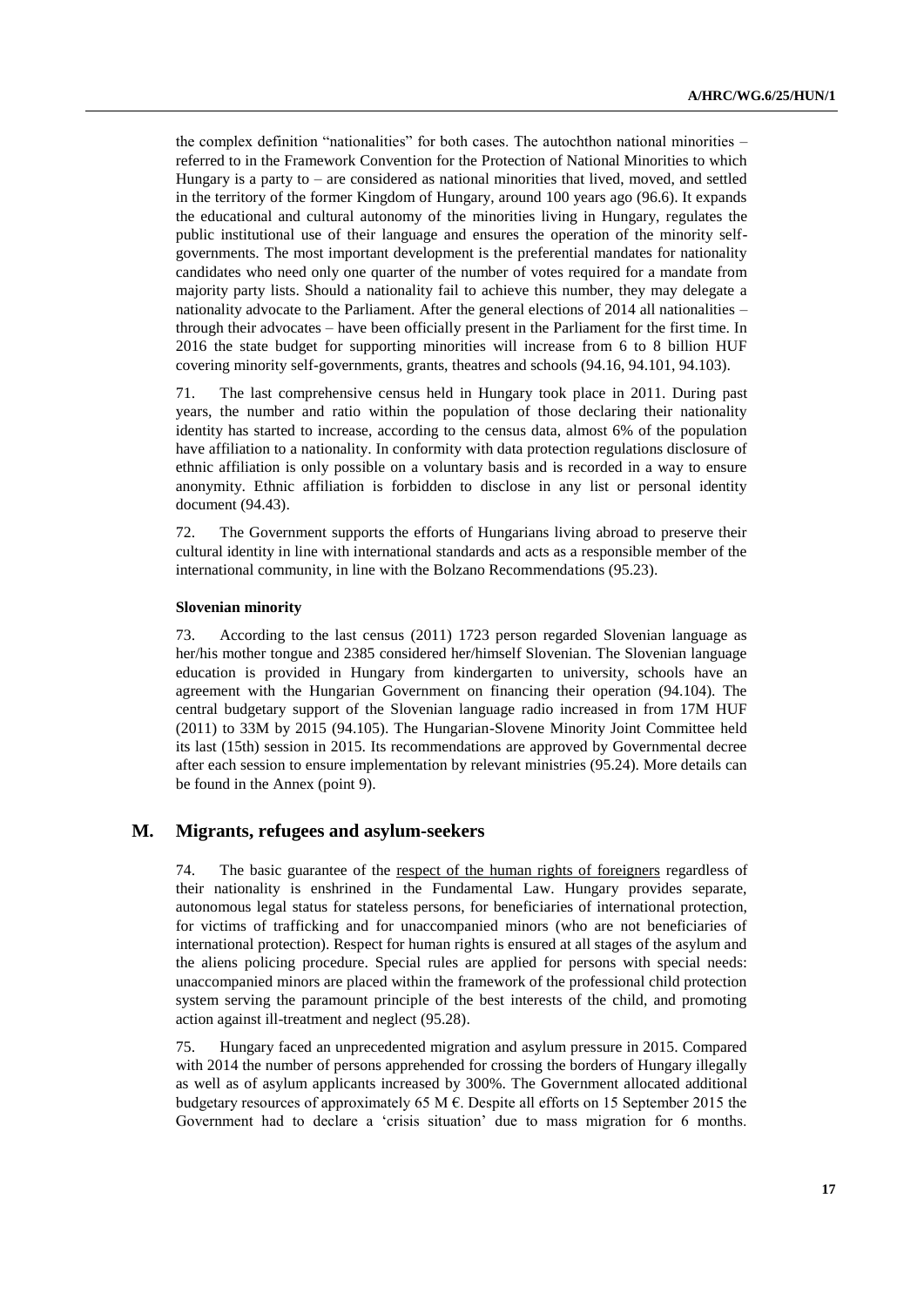the complex definition "nationalities" for both cases. The autochthon national minorities – referred to in the Framework Convention for the Protection of National Minorities to which Hungary is a party to – are considered as national minorities that lived, moved, and settled in the territory of the former Kingdom of Hungary, around 100 years ago (96.6). It expands the educational and cultural autonomy of the minorities living in Hungary, regulates the public institutional use of their language and ensures the operation of the minority self-governments. The most important development is the preferential mandates for nationality candidates who need only one quarter of the number of votes required for a mandate from majority party lists. Should a nationality fail to achieve this number, they may delegate a nationality advocate to the Parliament. After the general elections of 2014 all nationalities – through their advocates – have been officially present in the Parliament for the first time. In 2016 the state budget for supporting minorities will increase from 6 to 8 billion HUF covering minority self-governments, grants, theatres and schools (94.16, 94.101, 94.103).

71. The last comprehensive census held in Hungary took place in 2011. During past years, the number and ratio within the population of those declaring their nationality identity has started to increase, according to the census data, almost 6% of the population have affiliation to a nationality. In conformity with data protection regulations disclosure of ethnic affiliation is only possible on a voluntary basis and is recorded in a way to ensure anonymity. Ethnic affiliation is forbidden to disclose in any list or personal identity document (94.43).

72. The Government supports the efforts of Hungarians living abroad to preserve their cultural identity in line with international standards and acts as a responsible member of the international community, in line with the Bolzano Recommendations (95.23).

#### Slovenian minority

73. According to the last census (2011) 1723 person regarded Slovenian language as her/his mother tongue and 2385 considered her/himself Slovenian. The Slovenian language education is provided in Hungary from kindergarten to university, schools have an agreement with the Hungarian Government on financing their operation (94.104). The central budgetary support of the Slovenian language radio increased in from 17M HUF (2011) to 33M by 2015 (94.105). The Hungarian-Slovene Minority Joint Committee held its last (15th) session in 2015. Its recommendations are approved by Governmental decree after each session to ensure implementation by relevant ministries (95.24). More details can be found in the Annex (point 9).

## M. Migrants, refugees and asylum-seekers

74. The basic guarantee of the respect of the human rights of foreigners regardless of their nationality is enshrined in the Fundamental Law. Hungary provides separate, autonomous legal status for stateless persons, for beneficiaries of international protection, for victims of trafficking and for unaccompanied minors (who are not beneficiaries of international protection). Respect for human rights is ensured at all stages of the asylum and the aliens policing procedure. Special rules are applied for persons with special needs: unaccompanied minors are placed within the framework of the professional child protection system serving the paramount principle of the best interests of the child, and promoting action against ill-treatment and neglect (95.28).

75. Hungary faced an unprecedented migration and asylum pressure in 2015. Compared with 2014 the number of persons apprehended for crossing the borders of Hungary illegally as well as of asylum applicants increased by 300%. The Government allocated additional budgetary resources of approximately 65 M €. Despite all efforts on 15 September 2015 the Government had to declare a 'crisis situation' due to mass migration for 6 months.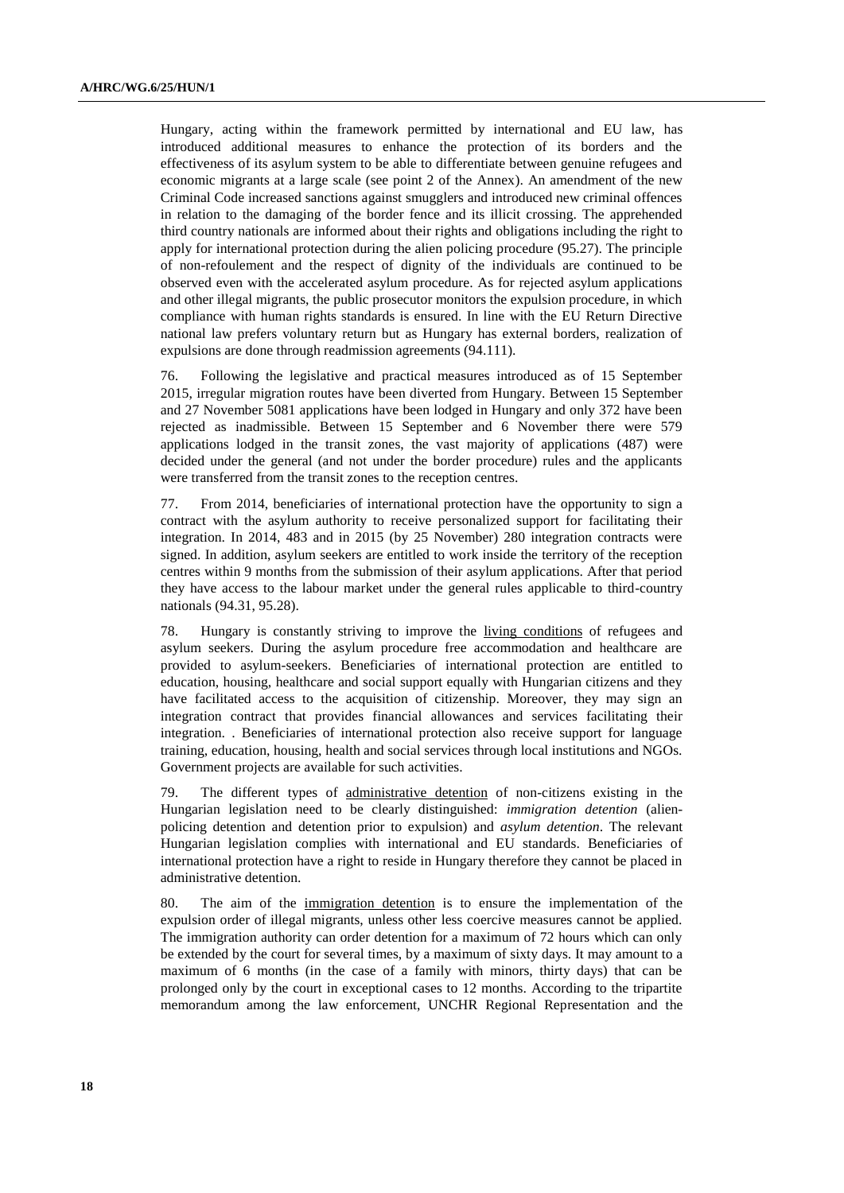Hungary, acting within the framework permitted by international and EU law, has introduced additional measures to enhance the protection of its borders and the effectiveness of its asylum system to be able to differentiate between genuine refugees and economic migrants at a large scale (see point 2 of the Annex). An amendment of the new Criminal Code increased sanctions against smugglers and introduced new criminal offences in relation to the damaging of the border fence and its illicit crossing. The apprehended third country nationals are informed about their rights and obligations including the right to apply for international protection during the alien policing procedure (95.27). The principle of non-refoulement and the respect of dignity of the individuals are continued to be observed even with the accelerated asylum procedure. As for rejected asylum applications and other illegal migrants, the public prosecutor monitors the expulsion procedure, in which compliance with human rights standards is ensured. In line with the EU Return Directive national law prefers voluntary return but as Hungary has external borders, realization of expulsions are done through readmission agreements (94.111).

76. Following the legislative and practical measures introduced as of 15 September 2015, irregular migration routes have been diverted from Hungary. Between 15 September and 27 November 5081 applications have been lodged in Hungary and only 372 have been rejected as inadmissible. Between 15 September and 6 November there were 579 applications lodged in the transit zones, the vast majority of applications (487) were decided under the general (and not under the border procedure) rules and the applicants were transferred from the transit zones to the reception centres.

77. From 2014, beneficiaries of international protection have the opportunity to sign a contract with the asylum authority to receive personalized support for facilitating their integration. In 2014, 483 and in 2015 (by 25 November) 280 integration contracts were signed. In addition, asylum seekers are entitled to work inside the territory of the reception centres within 9 months from the submission of their asylum applications. After that period they have access to the labour market under the general rules applicable to third-country nationals (94.31, 95.28).

78. Hungary is constantly striving to improve the living conditions of refugees and asylum seekers. During the asylum procedure free accommodation and healthcare are provided to asylum-seekers. Beneficiaries of international protection are entitled to education, housing, healthcare and social support equally with Hungarian citizens and they have facilitated access to the acquisition of citizenship. Moreover, they may sign an integration contract that provides financial allowances and services facilitating their integration. . Beneficiaries of international protection also receive support for language training, education, housing, health and social services through local institutions and NGOs. Government projects are available for such activities.

79. The different types of administrative detention of non-citizens existing in the Hungarian legislation need to be clearly distinguished: *immigration detention* (alien-policing detention and detention prior to expulsion) and *asylum detention*. The relevant Hungarian legislation complies with international and EU standards. Beneficiaries of international protection have a right to reside in Hungary therefore they cannot be placed in administrative detention.

80. The aim of the immigration detention is to ensure the implementation of the expulsion order of illegal migrants, unless other less coercive measures cannot be applied. The immigration authority can order detention for a maximum of 72 hours which can only be extended by the court for several times, by a maximum of sixty days. It may amount to a maximum of 6 months (in the case of a family with minors, thirty days) that can be prolonged only by the court in exceptional cases to 12 months. According to the tripartite memorandum among the law enforcement, UNCHR Regional Representation and the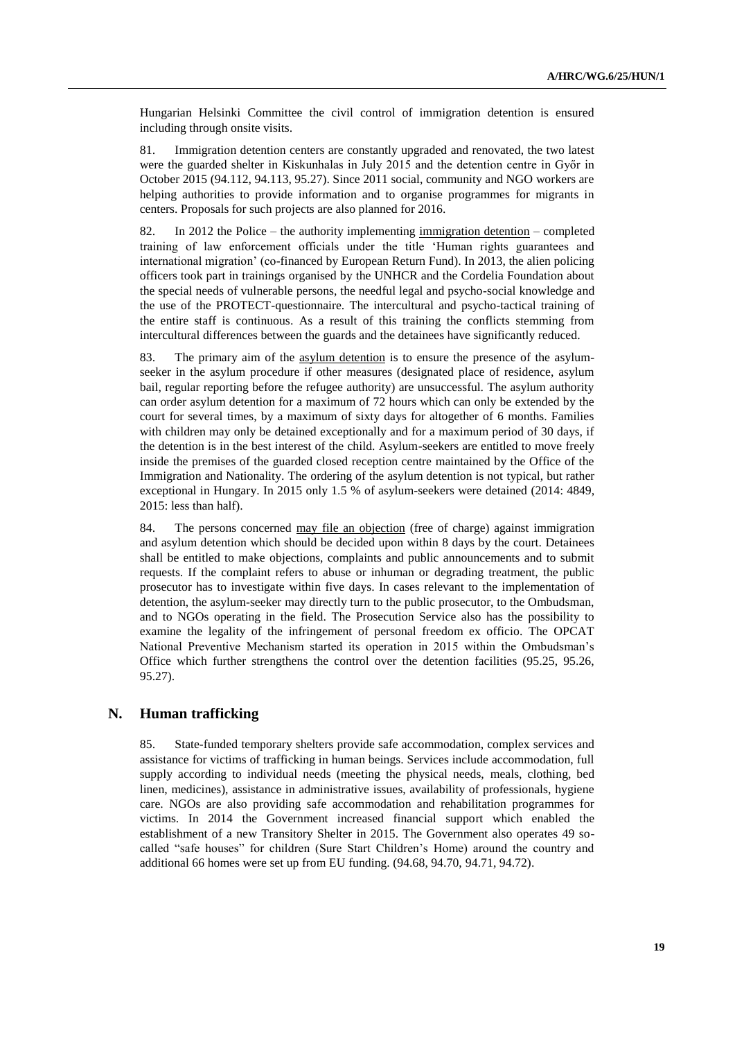Hungarian Helsinki Committee the civil control of immigration detention is ensured including through onsite visits.

81. Immigration detention centers are constantly upgraded and renovated, the two latest were the guarded shelter in Kiskunhalas in July 2015 and the detention centre in Győr in October 2015 (94.112, 94.113, 95.27). Since 2011 social, community and NGO workers are helping authorities to provide information and to organise programmes for migrants in centers. Proposals for such projects are also planned for 2016.

82. In 2012 the Police – the authority implementing immigration detention – completed training of law enforcement officials under the title 'Human rights guarantees and international migration' (co-financed by European Return Fund). In 2013, the alien policing officers took part in trainings organised by the UNHCR and the Cordelia Foundation about the special needs of vulnerable persons, the needful legal and psycho-social knowledge and the use of the PROTECT-questionnaire. The intercultural and psycho-tactical training of the entire staff is continuous. As a result of this training the conflicts stemming from intercultural differences between the guards and the detainees have significantly reduced.

83. The primary aim of the asylum detention is to ensure the presence of the asylum-seeker in the asylum procedure if other measures (designated place of residence, asylum bail, regular reporting before the refugee authority) are unsuccessful. The asylum authority can order asylum detention for a maximum of 72 hours which can only be extended by the court for several times, by a maximum of sixty days for altogether of 6 months. Families with children may only be detained exceptionally and for a maximum period of 30 days, if the detention is in the best interest of the child. Asylum-seekers are entitled to move freely inside the premises of the guarded closed reception centre maintained by the Office of the Immigration and Nationality. The ordering of the asylum detention is not typical, but rather exceptional in Hungary. In 2015 only 1.5 % of asylum-seekers were detained (2014: 4849, 2015: less than half).

84. The persons concerned may file an objection (free of charge) against immigration and asylum detention which should be decided upon within 8 days by the court. Detainees shall be entitled to make objections, complaints and public announcements and to submit requests. If the complaint refers to abuse or inhuman or degrading treatment, the public prosecutor has to investigate within five days. In cases relevant to the implementation of detention, the asylum-seeker may directly turn to the public prosecutor, to the Ombudsman, and to NGOs operating in the field. The Prosecution Service also has the possibility to examine the legality of the infringement of personal freedom ex officio. The OPCAT National Preventive Mechanism started its operation in 2015 within the Ombudsman's Office which further strengthens the control over the detention facilities (95.25, 95.26, 95.27).

## N. Human trafficking

85. State-funded temporary shelters provide safe accommodation, complex services and assistance for victims of trafficking in human beings. Services include accommodation, full supply according to individual needs (meeting the physical needs, meals, clothing, bed linen, medicines), assistance in administrative issues, availability of professionals, hygiene care. NGOs are also providing safe accommodation and rehabilitation programmes for victims. In 2014 the Government increased financial support which enabled the establishment of a new Transitory Shelter in 2015. The Government also operates 49 so-called "safe houses" for children (Sure Start Children's Home) around the country and additional 66 homes were set up from EU funding. (94.68, 94.70, 94.71, 94.72).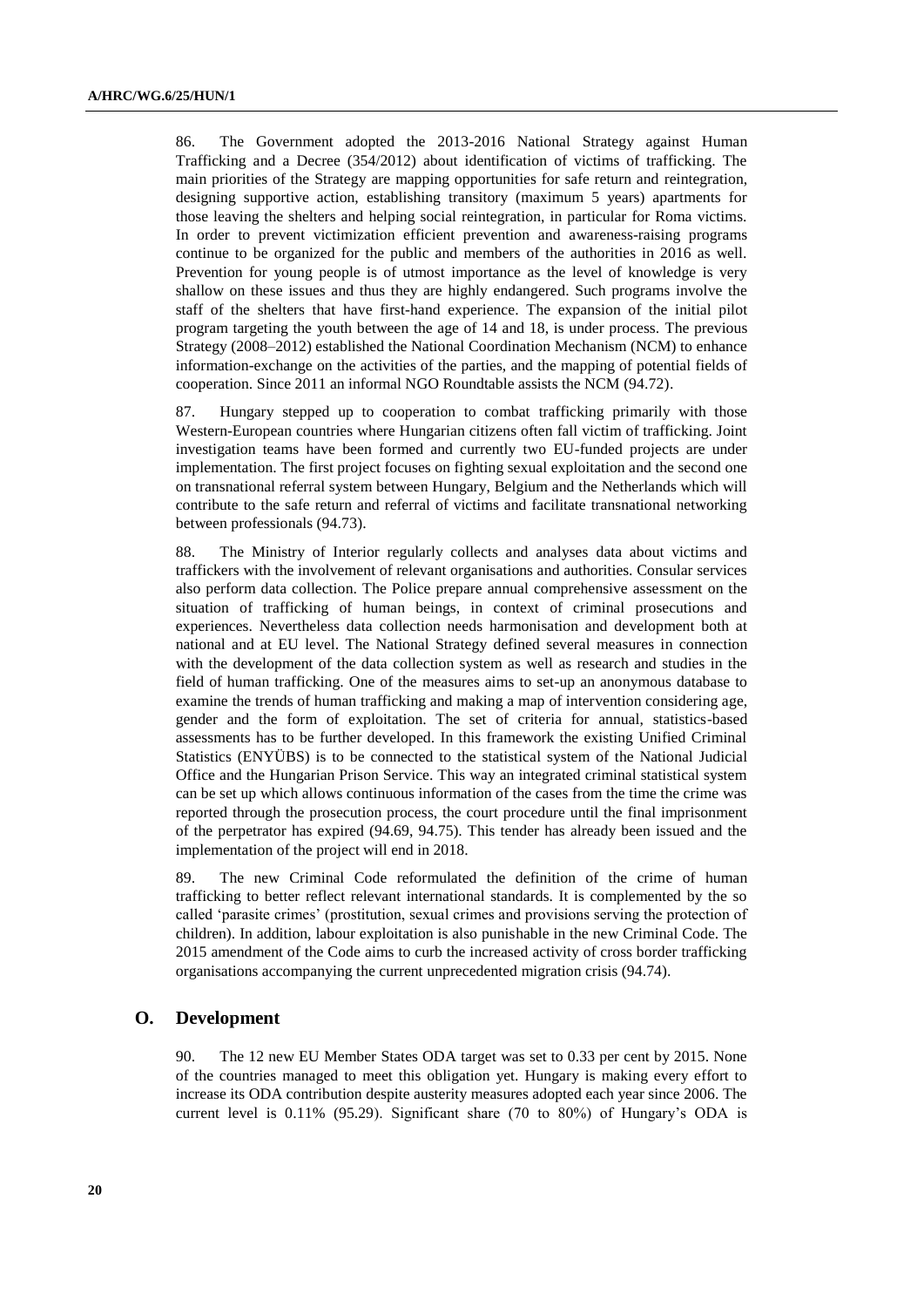86. The Government adopted the 2013-2016 National Strategy against Human Trafficking and a Decree (354/2012) about identification of victims of trafficking. The main priorities of the Strategy are mapping opportunities for safe return and reintegration, designing supportive action, establishing transitory (maximum 5 years) apartments for those leaving the shelters and helping social reintegration, in particular for Roma victims. In order to prevent victimization efficient prevention and awareness-raising programs continue to be organized for the public and members of the authorities in 2016 as well. Prevention for young people is of utmost importance as the level of knowledge is very shallow on these issues and thus they are highly endangered. Such programs involve the staff of the shelters that have first-hand experience. The expansion of the initial pilot program targeting the youth between the age of 14 and 18, is under process. The previous Strategy (2008–2012) established the National Coordination Mechanism (NCM) to enhance information-exchange on the activities of the parties, and the mapping of potential fields of cooperation. Since 2011 an informal NGO Roundtable assists the NCM (94.72).

87. Hungary stepped up to cooperation to combat trafficking primarily with those Western-European countries where Hungarian citizens often fall victim of trafficking. Joint investigation teams have been formed and currently two EU-funded projects are under implementation. The first project focuses on fighting sexual exploitation and the second one on transnational referral system between Hungary, Belgium and the Netherlands which will contribute to the safe return and referral of victims and facilitate transnational networking between professionals (94.73).

88. The Ministry of Interior regularly collects and analyses data about victims and traffickers with the involvement of relevant organisations and authorities. Consular services also perform data collection. The Police prepare annual comprehensive assessment on the situation of trafficking of human beings, in context of criminal prosecutions and experiences. Nevertheless data collection needs harmonisation and development both at national and at EU level. The National Strategy defined several measures in connection with the development of the data collection system as well as research and studies in the field of human trafficking. One of the measures aims to set-up an anonymous database to examine the trends of human trafficking and making a map of intervention considering age, gender and the form of exploitation. The set of criteria for annual, statistics-based assessments has to be further developed. In this framework the existing Unified Criminal Statistics (ENYÜBS) is to be connected to the statistical system of the National Judicial Office and the Hungarian Prison Service. This way an integrated criminal statistical system can be set up which allows continuous information of the cases from the time the crime was reported through the prosecution process, the court procedure until the final imprisonment of the perpetrator has expired (94.69, 94.75). This tender has already been issued and the implementation of the project will end in 2018.

89. The new Criminal Code reformulated the definition of the crime of human trafficking to better reflect relevant international standards. It is complemented by the so called 'parasite crimes' (prostitution, sexual crimes and provisions serving the protection of children). In addition, labour exploitation is also punishable in the new Criminal Code. The 2015 amendment of the Code aims to curb the increased activity of cross border trafficking organisations accompanying the current unprecedented migration crisis (94.74).

## O. Development

90. The 12 new EU Member States ODA target was set to 0.33 per cent by 2015. None of the countries managed to meet this obligation yet. Hungary is making every effort to increase its ODA contribution despite austerity measures adopted each year since 2006. The current level is 0.11% (95.29). Significant share (70 to 80%) of Hungary's ODA is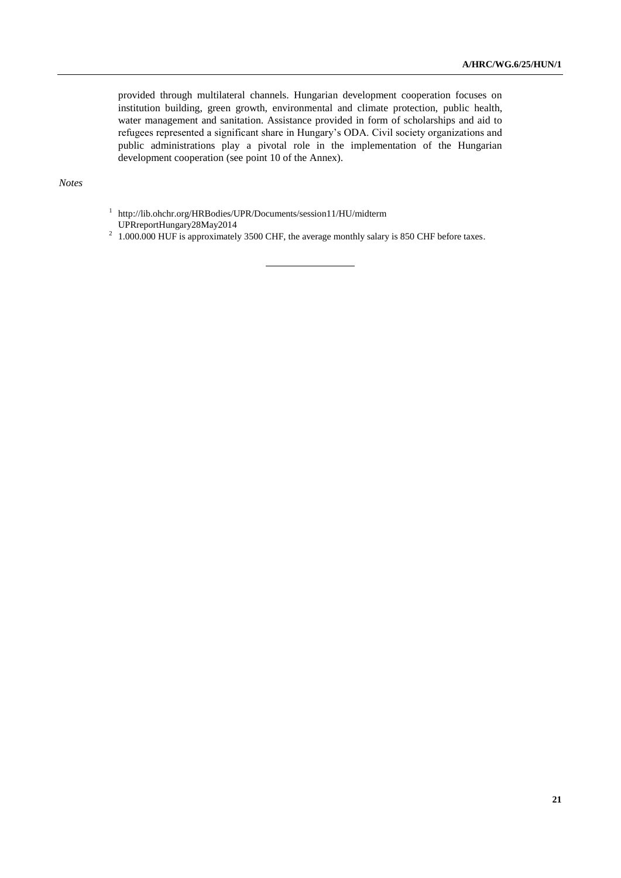provided through multilateral channels. Hungarian development cooperation focuses on institution building, green growth, environmental and climate protection, public health, water management and sanitation. Assistance provided in form of scholarships and aid to refugees represented a significant share in Hungary's ODA. Civil society organizations and public administrations play a pivotal role in the implementation of the Hungarian development cooperation (see point 10 of the Annex).

*Notes*

[1] http://lib.ohchr.org/HRBodies/UPR/Documents/session11/HU/midterm UPRreportHungary28May2014

[2] 1.000.000 HUF is approximately 3500 CHF, the average monthly salary is 850 CHF before taxes.